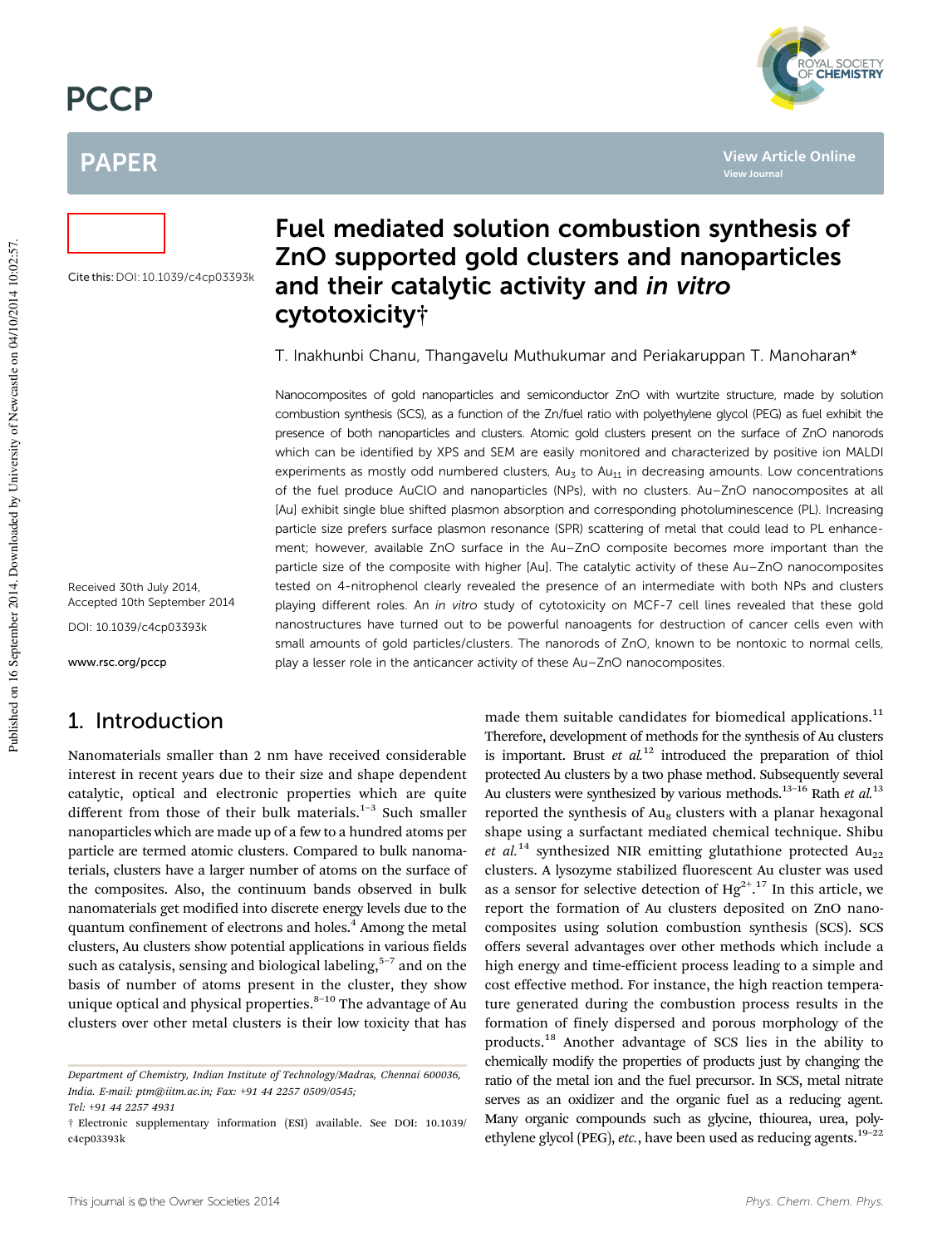# Fuel mediated solution combustion synthesis of ZnO supported gold clusters and nanoparticles and their catalytic activity and *in vitro* cytotoxicity†

T. Inakhunbi Chanu, Thangavelu Muthukumar and Periakaruppan T. Manoharan*

Cite this: DOI: 10.1039/c4cp03393k

Received 30th July 2014, Accepted 10th September 2014

DOI: 10.1039/c4cp03393k

www.rsc.org/pccp

Nanocomposites of gold nanoparticles and semiconductor ZnO with wurtzite structure, made by solution combustion synthesis (SCS), as a function of the Zn/fuel ratio with polyethylene glycol (PEG) as fuel exhibit the presence of both nanoparticles and clusters. Atomic gold clusters present on the surface of ZnO nanorods which can be identified by XPS and SEM are easily monitored and characterized by positive ion MALDI experiments as mostly odd numbered clusters, $Au_3$ to $Au_{11}$ in decreasing amounts. Low concentrations of the fuel produce AuClO and nanoparticles (NPs), with no clusters. Au–ZnO nanocomposites at all [Au] exhibit single blue shifted plasmon absorption and corresponding photoluminescence (PL). Increasing particle size prefers surface plasmon resonance (SPR) scattering of metal that could lead to PL enhancement; however, available ZnO surface in the Au–ZnO composite becomes more important than the particle size of the composite with higher [Au]. The catalytic activity of these Au–ZnO nanocomposites tested on 4-nitrophenol clearly revealed the presence of an intermediate with both NPs and clusters playing different roles. An *in vitro* study of cytotoxicity on MCF-7 cell lines revealed that these gold nanostructures have turned out to be powerful nanoagents for destruction of cancer cells even with small amounts of gold particles/clusters. The nanorods of ZnO, known to be nontoxic to normal cells, play a lesser role in the anticancer activity of these Au–ZnO nanocomposites.

## 1. Introduction

Nanomaterials smaller than 2 nm have received considerable interest in recent years due to their size and shape dependent catalytic, optical and electronic properties which are quite different from those of their bulk materials.[1–3] Such smaller nanoparticles which are made up of a few to a hundred atoms per particle are termed atomic clusters. Compared to bulk nanomaterials, clusters have a larger number of atoms on the surface of the composites. Also, the continuum bands observed in bulk nanomaterials get modified into discrete energy levels due to the quantum confinement of electrons and holes.[4] Among the metal clusters, Au clusters show potential applications in various fields such as catalysis, sensing and biological labeling,[5–7] and on the basis of number of atoms present in the cluster, they show unique optical and physical properties.[8–10] The advantage of Au clusters over other metal clusters is their low toxicity that has made them suitable candidates for biomedical applications.[11] Therefore, development of methods for the synthesis of Au clusters is important. Brust *et al.*[12] introduced the preparation of thiol protected Au clusters by a two phase method. Subsequently several Au clusters were synthesized by various methods.[13–16] Rath *et al.*[13] reported the synthesis of $Au_8$ clusters with a planar hexagonal shape using a surfactant mediated chemical technique. Shibu *et al.*[14] synthesized NIR emitting glutathione protected $Au_{22}$ clusters. A lysozyme stabilized fluorescent Au cluster was used as a sensor for selective detection of $Hg^{2+}$.[17] In this article, we report the formation of Au clusters deposited on ZnO nanocomposites using solution combustion synthesis (SCS). SCS offers several advantages over other methods which include a high energy and time-efficient process leading to a simple and cost effective method. For instance, the high reaction temperature generated during the combustion process results in the formation of finely dispersed and porous morphology of the products.[18] Another advantage of SCS lies in the ability to chemically modify the properties of products just by changing the ratio of the metal ion and the fuel precursor. In SCS, metal nitrate serves as an oxidizer and the organic fuel as a reducing agent. Many organic compounds such as glycine, thiourea, urea, polyethylene glycol (PEG), *etc.*, have been used as reducing agents.[19–22]

Department of Chemistry, Indian Institute of Technology/Madras, Chennai 600036, India. E-mail: ptm@iitm.ac.in; Fax: +91 44 2257 0509/0545; Tel: +91 44 2257 4931

† Electronic supplementary information (ESI) available. See DOI: 10.1039/c4cp03393k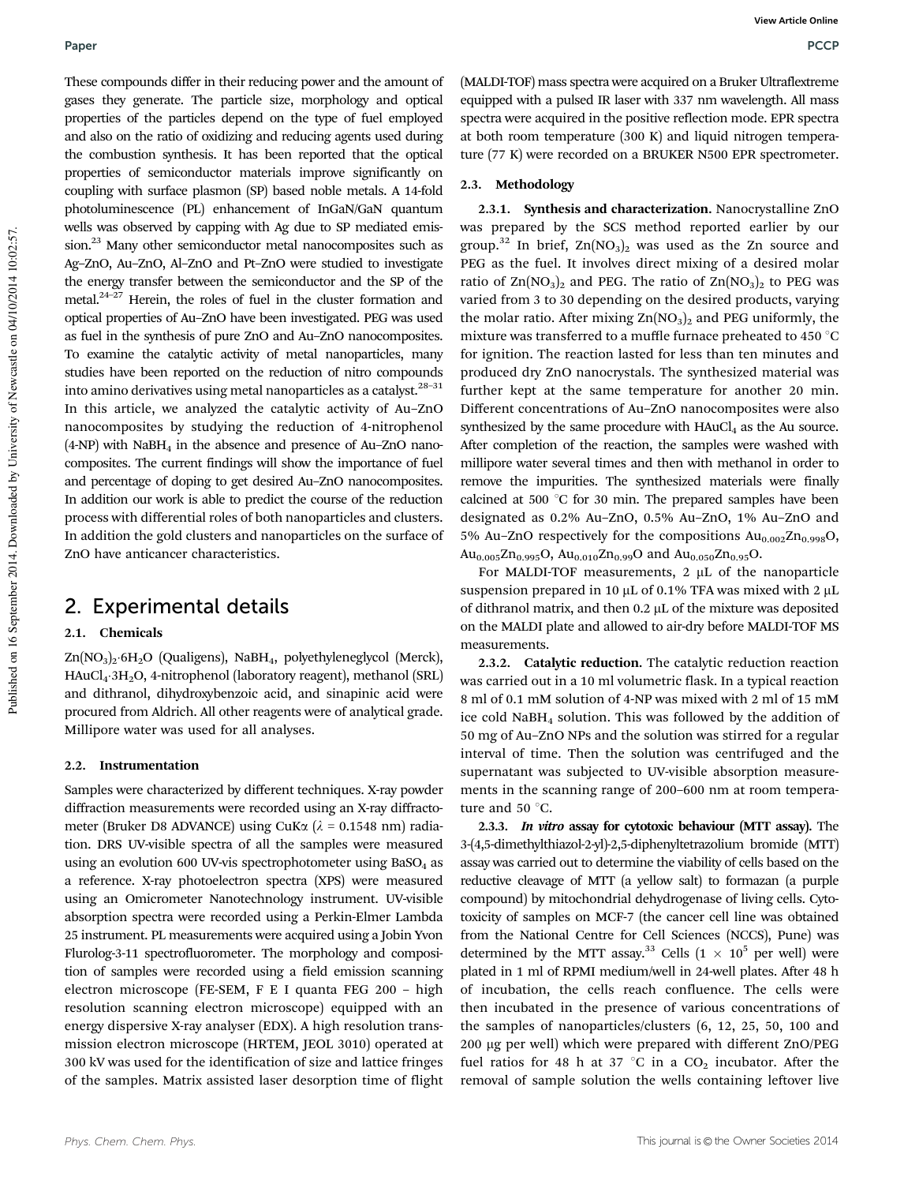These compounds differ in their reducing power and the amount of gases they generate. The particle size, morphology and optical properties of the particles depend on the type of fuel employed and also on the ratio of oxidizing and reducing agents used during the combustion synthesis. It has been reported that the optical properties of semiconductor materials improve significantly on coupling with surface plasmon (SP) based noble metals. A 14-fold photoluminescence (PL) enhancement of InGaN/GaN quantum wells was observed by capping with Ag due to SP mediated emission.[23] Many other semiconductor metal nanocomposites such as Ag–ZnO, Au–ZnO, Al–ZnO and Pt–ZnO were studied to investigate the energy transfer between the semiconductor and the SP of the metal.[24–27] Herein, the roles of fuel in the cluster formation and optical properties of Au–ZnO have been investigated. PEG was used as fuel in the synthesis of pure ZnO and Au–ZnO nanocomposites. To examine the catalytic activity of metal nanoparticles, many studies have been reported on the reduction of nitro compounds into amino derivatives using metal nanoparticles as a catalyst.[28–31] In this article, we analyzed the catalytic activity of Au–ZnO nanocomposites by studying the reduction of 4-nitrophenol (4-NP) with $NaBH_4$ in the absence and presence of Au–ZnO nanocomposites. The current findings will show the importance of fuel and percentage of doping to get desired Au–ZnO nanocomposites. In addition our work is able to predict the course of the reduction process with differential roles of both nanoparticles and clusters. In addition the gold clusters and nanoparticles on the surface of ZnO have anticancer characteristics.

## 2. Experimental details

### 2.1. Chemicals

$Zn(NO_3)_2 \cdot 6H_2O$ (Qualigens), $NaBH_4$, polyethyleneglycol (Merck), $HAuCl_4 \cdot 3H_2O$, 4-nitrophenol (laboratory reagent), methanol (SRL) and dithranol, dihydroxybenzoic acid, and sinapinic acid were procured from Aldrich. All other reagents were of analytical grade. Millipore water was used for all analyses.

### 2.2. Instrumentation

Samples were characterized by different techniques. X-ray powder diffraction measurements were recorded using an X-ray diffractometer (Bruker D8 ADVANCE) using CuKα ($\lambda$ = 0.1548 nm) radiation. DRS UV-visible spectra of all the samples were measured using an evolution 600 UV-vis spectrophotometer using $BaSO_4$ as a reference. X-ray photoelectron spectra (XPS) were measured using an Omicrometer Nanotechnology instrument. UV-visible absorption spectra were recorded using a Perkin-Elmer Lambda 25 instrument. PL measurements were acquired using a Jobin Yvon Flurolog-3-11 spectrofluorometer. The morphology and composition of samples were recorded using a field emission scanning electron microscope (FE-SEM, F E I quanta FEG 200 – high resolution scanning electron microscope) equipped with an energy dispersive X-ray analyser (EDX). A high resolution transmission electron microscope (HRTEM, JEOL 3010) operated at 300 kV was used for the identification of size and lattice fringes of the samples. Matrix assisted laser desorption time of flight (MALDI-TOF) mass spectra were acquired on a Bruker Ultraflextreme equipped with a pulsed IR laser with 337 nm wavelength. All mass spectra were acquired in the positive reflection mode. EPR spectra at both room temperature (300 K) and liquid nitrogen temperature (77 K) were recorded on a BRUKER N500 EPR spectrometer.

### 2.3. Methodology

**2.3.1. Synthesis and characterization.** Nanocrystalline ZnO was prepared by the SCS method reported earlier by our group.[32] In brief, $Zn(NO_3)_2$ was used as the Zn source and PEG as the fuel. It involves direct mixing of a desired molar ratio of $Zn(NO_3)_2$ and PEG. The ratio of $Zn(NO_3)_2$ to PEG was varied from 3 to 30 depending on the desired products, varying the molar ratio. After mixing $Zn(NO_3)_2$ and PEG uniformly, the mixture was transferred to a muffle furnace preheated to 450 °C for ignition. The reaction lasted for less than ten minutes and produced dry ZnO nanocrystals. The synthesized material was further kept at the same temperature for another 20 min. Different concentrations of Au–ZnO nanocomposites were also synthesized by the same procedure with $HAuCl_4$ as the Au source. After completion of the reaction, the samples were washed with millipore water several times and then with methanol in order to remove the impurities. The synthesized materials were finally calcined at 500 °C for 30 min. The prepared samples have been designated as 0.2% Au–ZnO, 0.5% Au–ZnO, 1% Au–ZnO and 5% Au–ZnO respectively for the compositions $Au_{0.002}Zn_{0.998}O$, $Au_{0.005}Zn_{0.995}O$, $Au_{0.010}Zn_{0.99}O$ and $Au_{0.050}Zn_{0.95}O$.

For MALDI-TOF measurements, 2 μL of the nanoparticle suspension prepared in 10 μL of 0.1% TFA was mixed with 2 μL of dithranol matrix, and then 0.2 μL of the mixture was deposited on the MALDI plate and allowed to air-dry before MALDI-TOF MS measurements.

**2.3.2. Catalytic reduction.** The catalytic reduction reaction was carried out in a 10 ml volumetric flask. In a typical reaction 8 ml of 0.1 mM solution of 4-NP was mixed with 2 ml of 15 mM ice cold $NaBH_4$ solution. This was followed by the addition of 50 mg of Au–ZnO NPs and the solution was stirred for a regular interval of time. Then the solution was centrifuged and the supernatant was subjected to UV-visible absorption measurements in the scanning range of 200–600 nm at room temperature and 50 °C.

**2.3.3. *In vitro* assay for cytotoxic behaviour (MTT assay).** The 3-(4,5-dimethylthiazol-2-yl)-2,5-diphenyltetrazolium bromide (MTT) assay was carried out to determine the viability of cells based on the reductive cleavage of MTT (a yellow salt) to formazan (a purple compound) by mitochondrial dehydrogenase of living cells. Cytotoxicity of samples on MCF-7 (the cancer cell line was obtained from the National Centre for Cell Sciences (NCCS), Pune) was determined by the MTT assay.[33] Cells ($1 \times 10^5$ per well) were plated in 1 ml of RPMI medium/well in 24-well plates. After 48 h of incubation, the cells reach confluence. The cells were then incubated in the presence of various concentrations of the samples of nanoparticles/clusters (6, 12, 25, 50, 100 and 200 μg per well) which were prepared with different ZnO/PEG fuel ratios for 48 h at 37 °C in a $CO_2$ incubator. After the removal of sample solution the wells containing leftover live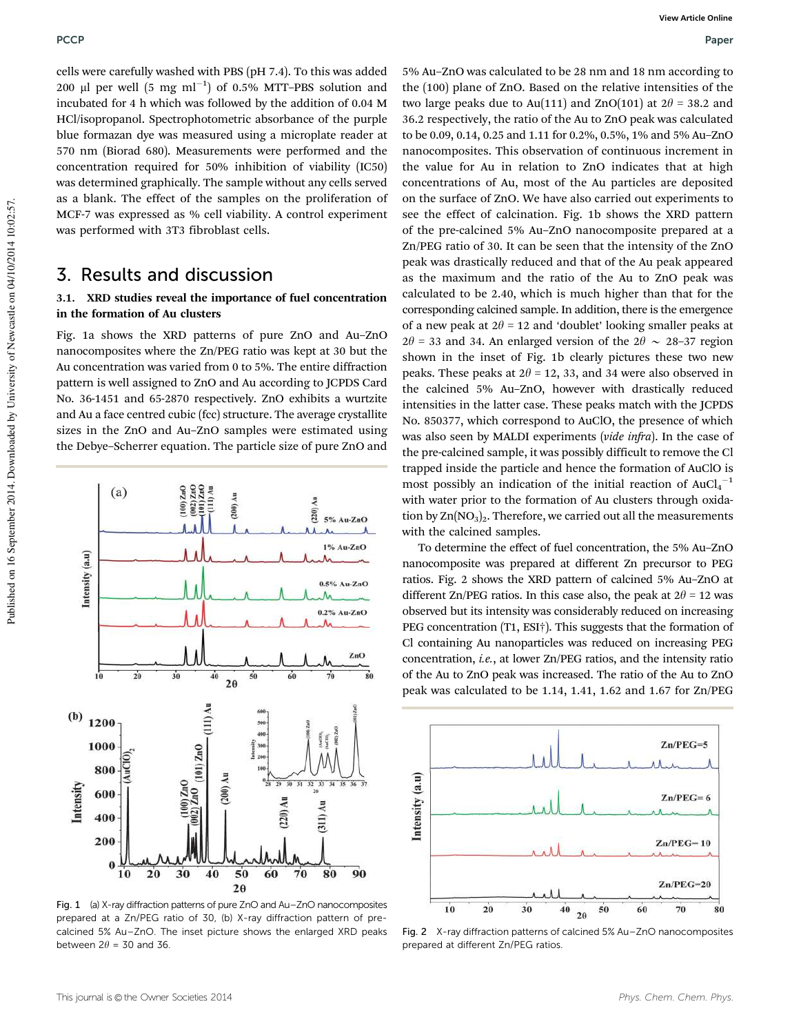cells were carefully washed with PBS (pH 7.4). To this was added 200 µl per well (5 mg ml$^{-1}$) of 0.5% MTT–PBS solution and incubated for 4 h which was followed by the addition of 0.04 M HCl/isopropanol. Spectrophotometric absorbance of the purple blue formazan dye was measured using a microplate reader at 570 nm (Biorad 680). Measurements were performed and the concentration required for 50% inhibition of viability (IC50) was determined graphically. The sample without any cells served as a blank. The effect of the samples on the proliferation of MCF-7 was expressed as % cell viability. A control experiment was performed with 3T3 fibroblast cells.

## 3. Results and discussion

### 3.1. XRD studies reveal the importance of fuel concentration in the formation of Au clusters

Fig. 1a shows the XRD patterns of pure ZnO and Au–ZnO nanocomposites where the Zn/PEG ratio was kept at 30 but the Au concentration was varied from 0 to 5%. The entire diffraction pattern is well assigned to ZnO and Au according to JCPDS Card No. 36-1451 and 65-2870 respectively. ZnO exhibits a wurtzite and Au a face centred cubic (fcc) structure. The average crystallite sizes in the ZnO and Au–ZnO samples were estimated using the Debye–Scherrer equation. The particle size of pure ZnO and 5% Au–ZnO was calculated to be 28 nm and 18 nm according to the (100) plane of ZnO. Based on the relative intensities of the two large peaks due to Au(111) and ZnO(101) at $2\theta$ = 38.2 and 36.2 respectively, the ratio of the Au to ZnO peak was calculated to be 0.09, 0.14, 0.25 and 1.11 for 0.2%, 0.5%, 1% and 5% Au–ZnO nanocomposites. This observation of continuous increment in the value for Au in relation to ZnO indicates that at high concentrations of Au, most of the Au particles are deposited on the surface of ZnO. We have also carried out experiments to see the effect of calcination. Fig. 1b shows the XRD pattern of the pre-calcined 5% Au–ZnO nanocomposite prepared at a Zn/PEG ratio of 30. It can be seen that the intensity of the ZnO peak was drastically reduced and that of the Au peak appeared as the maximum and the ratio of the Au to ZnO peak was calculated to be 2.40, which is much higher than that for the corresponding calcined sample. In addition, there is the emergence of a new peak at $2\theta$ = 12 and 'doublet' looking smaller peaks at $2\theta$ = 33 and 34. An enlarged version of the $2\theta \sim$ 28–37 region shown in the inset of Fig. 1b clearly pictures these two new peaks. These peaks at $2\theta$ = 12, 33, and 34 were also observed in the calcined 5% Au–ZnO, however with drastically reduced intensities in the latter case. These peaks match with the JCPDS No. 850377, which correspond to AuClO, the presence of which was also seen by MALDI experiments (*vide infra*). In the case of the pre-calcined sample, it was possibly difficult to remove the Cl trapped inside the particle and hence the formation of AuClO is most possibly an indication of the initial reaction of $AuCl_4^{-1}$ with water prior to the formation of Au clusters through oxidation by $Zn(NO_3)_2$. Therefore, we carried out all the measurements with the calcined samples.

To determine the effect of fuel concentration, the 5% Au–ZnO nanocomposite was prepared at different Zn precursor to PEG ratios. Fig. 2 shows the XRD pattern of calcined 5% Au–ZnO at different Zn/PEG ratios. In this case also, the peak at $2\theta$ = 12 was observed but its intensity was considerably reduced on increasing PEG concentration (T1, ESI†). This suggests that the formation of Cl containing Au nanoparticles was reduced on increasing PEG concentration, *i.e.*, at lower Zn/PEG ratios, and the intensity ratio of the Au to ZnO peak was increased. The ratio of the Au to ZnO peak was calculated to be 1.14, 1.41, 1.62 and 1.67 for Zn/PEG

Fig. 1 (a) X-ray diffraction patterns of pure ZnO and Au–ZnO nanocomposites prepared at a Zn/PEG ratio of 30, (b) X-ray diffraction pattern of pre-calcined 5% Au–ZnO. The inset picture shows the enlarged XRD peaks between $2\theta$ = 30 and 36.

Fig. 2 X-ray diffraction patterns of calcined 5% Au–ZnO nanocomposites prepared at different Zn/PEG ratios.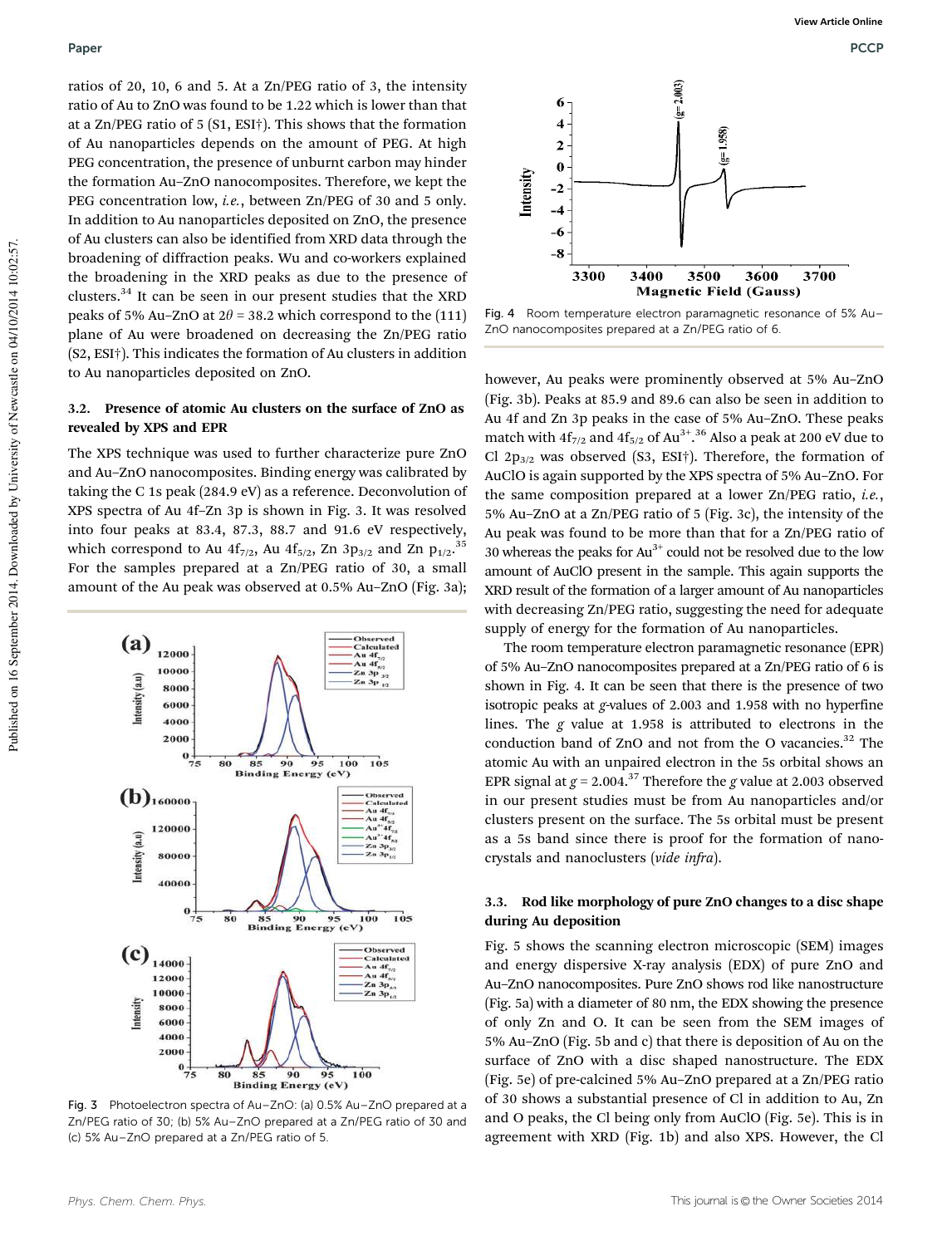ratios of 20, 10, 6 and 5. At a Zn/PEG ratio of 3, the intensity ratio of Au to ZnO was found to be 1.22 which is lower than that at a Zn/PEG ratio of 5 (S1, ESI†). This shows that the formation of Au nanoparticles depends on the amount of PEG. At high PEG concentration, the presence of unburnt carbon may hinder the formation Au–ZnO nanocomposites. Therefore, we kept the PEG concentration low, *i.e.*, between Zn/PEG of 30 and 5 only. In addition to Au nanoparticles deposited on ZnO, the presence of Au clusters can also be identified from XRD data through the broadening of diffraction peaks. Wu and co-workers explained the broadening in the XRD peaks as due to the presence of clusters.[34] It can be seen in our present studies that the XRD peaks of 5% Au–ZnO at $2\theta = 38.2$ which correspond to the (111) plane of Au were broadened on decreasing the Zn/PEG ratio (S2, ESI†). This indicates the formation of Au clusters in addition to Au nanoparticles deposited on ZnO.

### 3.2. Presence of atomic Au clusters on the surface of ZnO as revealed by XPS and EPR

The XPS technique was used to further characterize pure ZnO and Au–ZnO nanocomposites. Binding energy was calibrated by taking the C 1s peak (284.9 eV) as a reference. Deconvolution of XPS spectra of Au 4f–Zn 3p is shown in Fig. 3. It was resolved into four peaks at 83.4, 87.3, 88.7 and 91.6 eV respectively, which correspond to Au $4f_{7/2}$, Au $4f_{5/2}$, Zn $3p_{3/2}$ and Zn $p_{1/2}$.[35] For the samples prepared at a Zn/PEG ratio of 30, a small amount of the Au peak was observed at 0.5% Au–ZnO (Fig. 3a); however, Au peaks were prominently observed at 5% Au–ZnO (Fig. 3b). Peaks at 85.9 and 89.6 can also be seen in addition to Au 4f and Zn 3p peaks in the case of 5% Au–ZnO. These peaks match with $4f_{7/2}$ and $4f_{5/2}$ of $Au^{3+}$.[36] Also a peak at 200 eV due to Cl $2p_{3/2}$ was observed (S3, ESI†). Therefore, the formation of AuClO is again supported by the XPS spectra of 5% Au–ZnO. For the same composition prepared at a lower Zn/PEG ratio, *i.e.*, 5% Au–ZnO at a Zn/PEG ratio of 5 (Fig. 3c), the intensity of the Au peak was found to be more than that for a Zn/PEG ratio of 30 whereas the peaks for $Au^{3+}$ could not be resolved due to the low amount of AuClO present in the sample. This again supports the XRD result of the formation of a larger amount of Au nanoparticles with decreasing Zn/PEG ratio, suggesting the need for adequate supply of energy for the formation of Au nanoparticles.

Fig. 3 Photoelectron spectra of Au–ZnO: (a) 0.5% Au–ZnO prepared at a Zn/PEG ratio of 30; (b) 5% Au–ZnO prepared at a Zn/PEG ratio of 30 and (c) 5% Au–ZnO prepared at a Zn/PEG ratio of 5.

Fig. 4 Room temperature electron paramagnetic resonance of 5% Au–ZnO nanocomposites prepared at a Zn/PEG ratio of 6.

The room temperature electron paramagnetic resonance (EPR) of 5% Au–ZnO nanocomposites prepared at a Zn/PEG ratio of 6 is shown in Fig. 4. It can be seen that there is the presence of two isotropic peaks at *g*-values of 2.003 and 1.958 with no hyperfine lines. The *g* value at 1.958 is attributed to electrons in the conduction band of ZnO and not from the O vacancies.[32] The atomic Au with an unpaired electron in the 5s orbital shows an EPR signal at $g = 2.004$.[37] Therefore the *g* value at 2.003 observed in our present studies must be from Au nanoparticles and/or clusters present on the surface. The 5s orbital must be present as a 5s band since there is proof for the formation of nanocrystals and nanoclusters (*vide infra*).

### 3.3. Rod like morphology of pure ZnO changes to a disc shape during Au deposition

Fig. 5 shows the scanning electron microscopic (SEM) images and energy dispersive X-ray analysis (EDX) of pure ZnO and Au–ZnO nanocomposites. Pure ZnO shows rod like nanostructure (Fig. 5a) with a diameter of 80 nm, the EDX showing the presence of only Zn and O. It can be seen from the SEM images of 5% Au–ZnO (Fig. 5b and c) that there is deposition of Au on the surface of ZnO with a disc shaped nanostructure. The EDX (Fig. 5e) of pre-calcined 5% Au–ZnO prepared at a Zn/PEG ratio of 30 shows a substantial presence of Cl in addition to Au, Zn and O peaks, the Cl being only from AuClO (Fig. 5e). This is in agreement with XRD (Fig. 1b) and also XPS. However, the Cl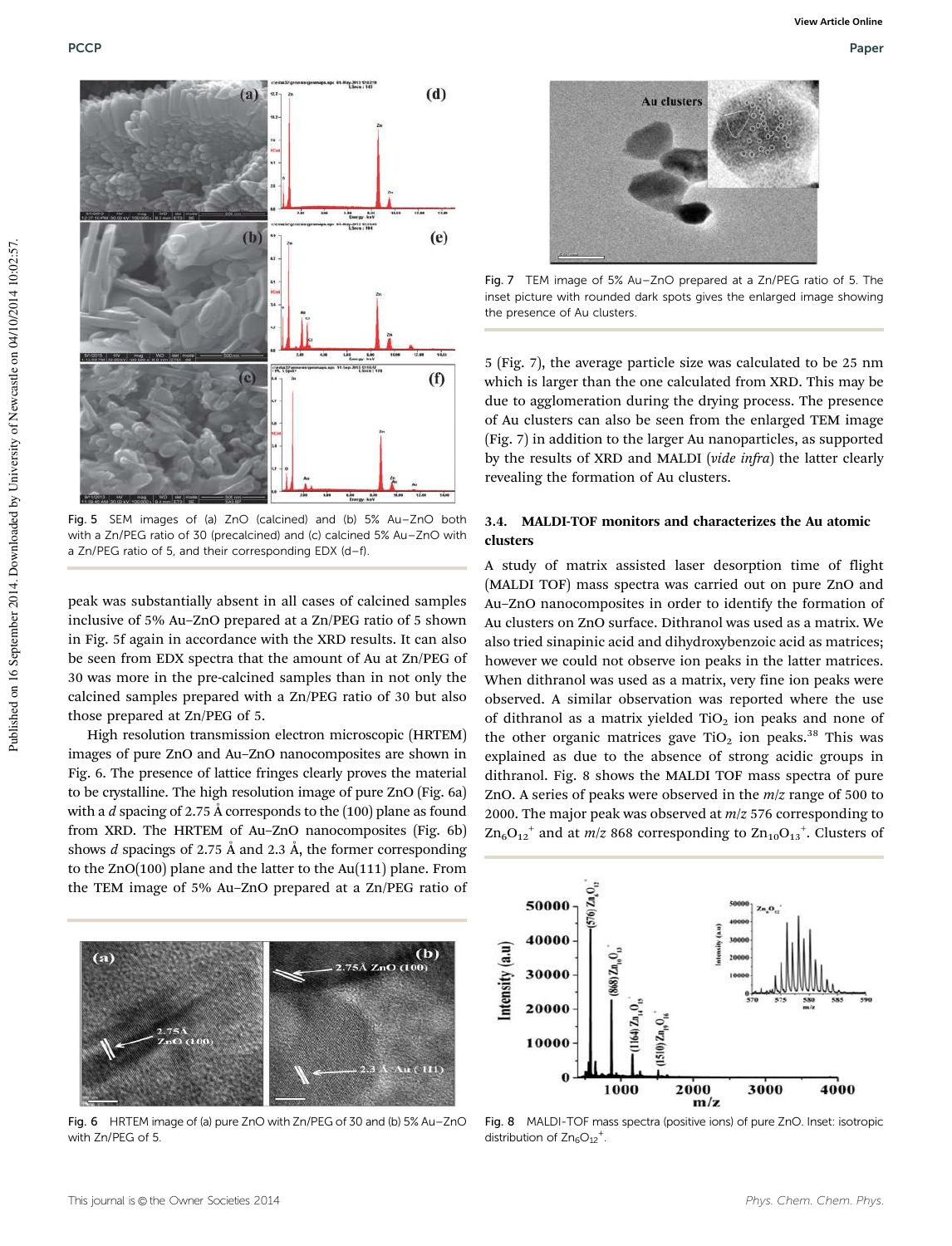Fig. 5 SEM images of (a) ZnO (calcined) and (b) 5% Au–ZnO both with a Zn/PEG ratio of 30 (precalcined) and (c) calcined 5% Au–ZnO with a Zn/PEG ratio of 5, and their corresponding EDX (d–f).

peak was substantially absent in all cases of calcined samples inclusive of 5% Au–ZnO prepared at a Zn/PEG ratio of 5 shown in Fig. 5f again in accordance with the XRD results. It can also be seen from EDX spectra that the amount of Au at Zn/PEG of 30 was more in the pre-calcined samples than in not only the calcined samples prepared with a Zn/PEG ratio of 30 but also those prepared at Zn/PEG of 5.

High resolution transmission electron microscopic (HRTEM) images of pure ZnO and Au–ZnO nanocomposites are shown in Fig. 6. The presence of lattice fringes clearly proves the material to be crystalline. The high resolution image of pure ZnO (Fig. 6a) with a *d* spacing of 2.75 Å corresponds to the (100) plane as found from XRD. The HRTEM of Au–ZnO nanocomposites (Fig. 6b) shows *d* spacings of 2.75 Å and 2.3 Å, the former corresponding to the ZnO(100) plane and the latter to the Au(111) plane. From the TEM image of 5% Au–ZnO prepared at a Zn/PEG ratio of 5 (Fig. 7), the average particle size was calculated to be 25 nm which is larger than the one calculated from XRD. This may be due to agglomeration during the drying process. The presence of Au clusters can also be seen from the enlarged TEM image (Fig. 7) in addition to the larger Au nanoparticles, as supported by the results of XRD and MALDI (*vide infra*) the latter clearly revealing the formation of Au clusters.

Fig. 6 HRTEM image of (a) pure ZnO with Zn/PEG of 30 and (b) 5% Au–ZnO with Zn/PEG of 5.

Fig. 7 TEM image of 5% Au–ZnO prepared at a Zn/PEG ratio of 5. The inset picture with rounded dark spots gives the enlarged image showing the presence of Au clusters.

### 3.4. MALDI-TOF monitors and characterizes the Au atomic clusters

A study of matrix assisted laser desorption time of flight (MALDI TOF) mass spectra was carried out on pure ZnO and Au–ZnO nanocomposites in order to identify the formation of Au clusters on ZnO surface. Dithranol was used as a matrix. We also tried sinapinic acid and dihydroxybenzoic acid as matrices; however we could not observe ion peaks in the latter matrices. When dithranol was used as a matrix, very fine ion peaks were observed. A similar observation was reported where the use of dithranol as a matrix yielded $TiO_2$ ion peaks and none of the other organic matrices gave $TiO_2$ ion peaks.[38] This was explained as due to the absence of strong acidic groups in dithranol. Fig. 8 shows the MALDI TOF mass spectra of pure ZnO. A series of peaks were observed in the *m*/*z* range of 500 to 2000. The major peak was observed at *m*/*z* 576 corresponding to $Zn_6O_{12}^+$ and at *m*/*z* 868 corresponding to $Zn_{10}O_{13}^+$. Clusters of

Fig. 8 MALDI-TOF mass spectra (positive ions) of pure ZnO. Inset: isotropic distribution of $Zn_6O_{12}^+$.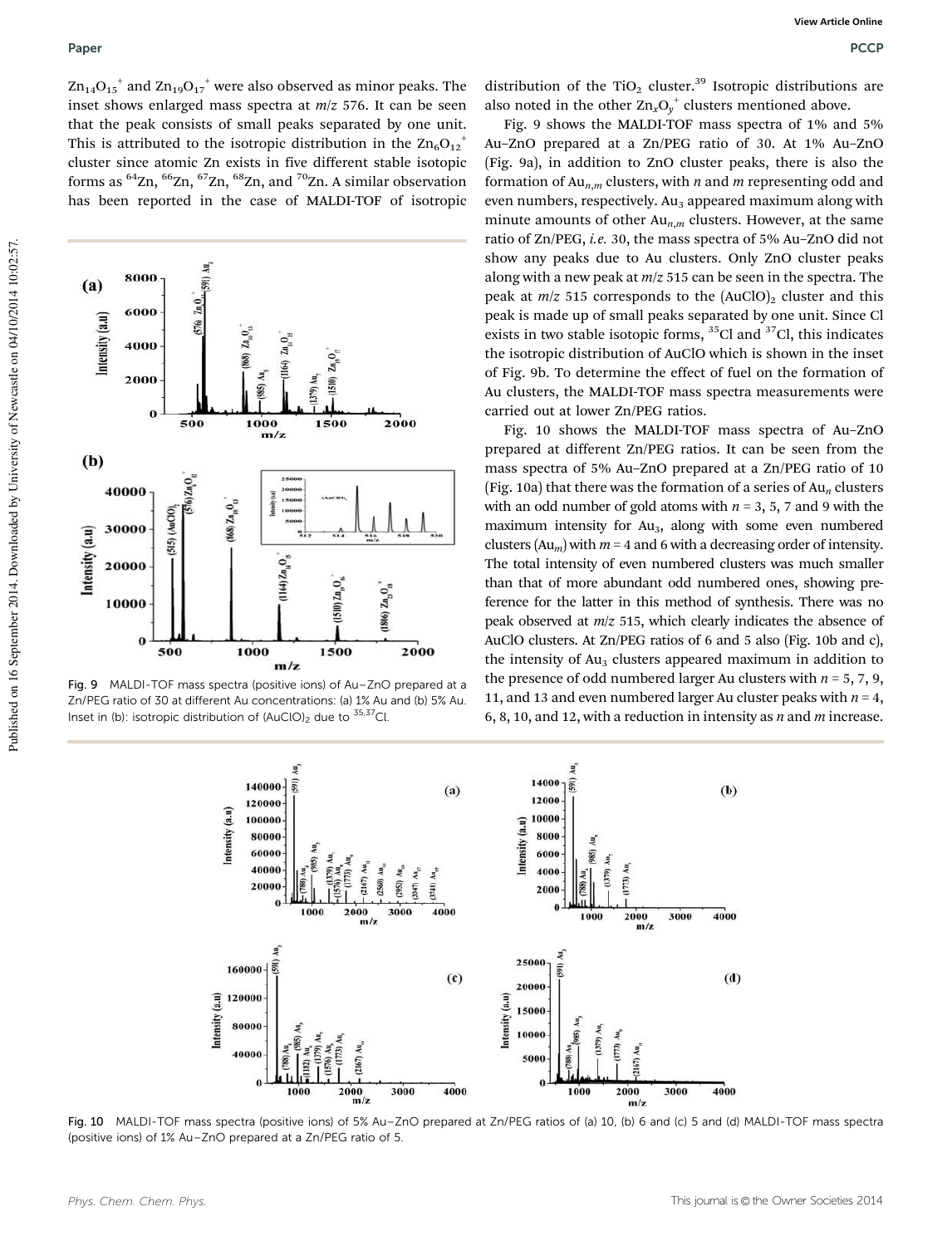$Zn_{14}O_{15}^+$ and $Zn_{19}O_{17}^+$ were also observed as minor peaks. The inset shows enlarged mass spectra at $m/z$ 576. It can be seen that the peak consists of small peaks separated by one unit. This is attributed to the isotropic distribution in the $Zn_6O_{12}^+$ cluster since atomic Zn exists in five different stable isotopic forms as $^{64}Zn$, $^{66}Zn$, $^{67}Zn$, $^{68}Zn$, and $^{70}Zn$. A similar observation has been reported in the case of MALDI-TOF of isotropic distribution of the $TiO_2$ cluster.[39] Isotropic distributions are also noted in the other $Zn_xO_y^+$ clusters mentioned above.

Fig. 9 shows the MALDI-TOF mass spectra of 1% and 5% Au–ZnO prepared at a Zn/PEG ratio of 30. At 1% Au–ZnO (Fig. 9a), in addition to ZnO cluster peaks, there is also the formation of $Au_{n,m}$ clusters, with $n$ and $m$ representing odd and even numbers, respectively. $Au_3$ appeared maximum along with minute amounts of other $Au_{n,m}$ clusters. However, at the same ratio of Zn/PEG, *i.e.* 30, the mass spectra of 5% Au–ZnO did not show any peaks due to Au clusters. Only ZnO cluster peaks along with a new peak at $m/z$ 515 can be seen in the spectra. The peak at $m/z$ 515 corresponds to the $(AuClO)_2$ cluster and this peak is made up of small peaks separated by one unit. Since Cl exists in two stable isotopic forms, $^{35}Cl$ and $^{37}Cl$, this indicates the isotropic distribution of AuClO which is shown in the inset of Fig. 9b. To determine the effect of fuel on the formation of Au clusters, the MALDI-TOF mass spectra measurements were carried out at lower Zn/PEG ratios.

Fig. 9 MALDI-TOF mass spectra (positive ions) of Au–ZnO prepared at a Zn/PEG ratio of 30 at different Au concentrations: (a) 1% Au and (b) 5% Au. Inset in (b): isotropic distribution of $(AuClO)_2$ due to $^{35,37}Cl$.

Fig. 10 shows the MALDI-TOF mass spectra of Au–ZnO prepared at different Zn/PEG ratios. It can be seen from the mass spectra of 5% Au–ZnO prepared at a Zn/PEG ratio of 10 (Fig. 10a) that there was the formation of a series of $Au_n$ clusters with an odd number of gold atoms with $n$ = 3, 5, 7 and 9 with the maximum intensity for $Au_3$, along with some even numbered clusters ($Au_m$) with $m$ = 4 and 6 with a decreasing order of intensity. The total intensity of even numbered clusters was much smaller than that of more abundant odd numbered ones, showing preference for the latter in this method of synthesis. There was no peak observed at $m/z$ 515, which clearly indicates the absence of AuClO clusters. At Zn/PEG ratios of 6 and 5 also (Fig. 10b and c), the intensity of $Au_3$ clusters appeared maximum in addition to the presence of odd numbered larger Au clusters with $n$ = 5, 7, 9, 11, and 13 and even numbered larger Au cluster peaks with $n$ = 4, 6, 8, 10, and 12, with a reduction in intensity as $n$ and $m$ increase.

Fig. 10 MALDI-TOF mass spectra (positive ions) of 5% Au–ZnO prepared at Zn/PEG ratios of (a) 10, (b) 6 and (c) 5 and (d) MALDI-TOF mass spectra (positive ions) of 1% Au–ZnO prepared at a Zn/PEG ratio of 5.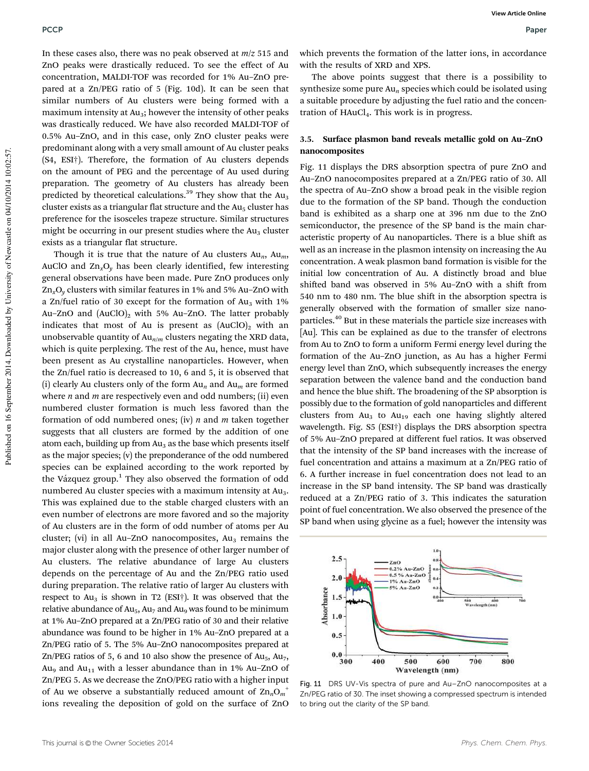In these cases also, there was no peak observed at $m/z$ 515 and ZnO peaks were drastically reduced. To see the effect of Au concentration, MALDI-TOF was recorded for 1% Au–ZnO prepared at a Zn/PEG ratio of 5 (Fig. 10d). It can be seen that similar numbers of Au clusters were being formed with a maximum intensity at $Au_3$; however the intensity of other peaks was drastically reduced. We have also recorded MALDI-TOF of 0.5% Au–ZnO, and in this case, only ZnO cluster peaks were predominant along with a very small amount of Au cluster peaks (S4, ESI†). Therefore, the formation of Au clusters depends on the amount of PEG and the percentage of Au used during preparation. The geometry of Au clusters has already been predicted by theoretical calculations.[39] They show that the $Au_3$ cluster exists as a triangular flat structure and the $Au_5$ cluster has preference for the isosceles trapeze structure. Similar structures might be occurring in our present studies where the $Au_3$ cluster exists as a triangular flat structure.

Though it is true that the nature of Au clusters $Au_n$, $Au_m$, AuClO and $Zn_xO_y$ has been clearly identified, few interesting general observations have been made. Pure ZnO produces only $Zn_xO_y$ clusters with similar features in 1% and 5% Au–ZnO with a Zn/fuel ratio of 30 except for the formation of $Au_3$ with 1% Au–ZnO and $(AuClO)_2$ with 5% Au–ZnO. The latter probably indicates that most of Au is present as $(AuClO)_2$ with an unobservable quantity of $Au_{n/m}$ clusters negating the XRD data, which is quite perplexing. The rest of the Au, hence, must have been present as Au crystalline nanoparticles. However, when the Zn/fuel ratio is decreased to 10, 6 and 5, it is observed that (i) clearly Au clusters only of the form $Au_n$ and $Au_m$ are formed where $n$ and $m$ are respectively even and odd numbers; (ii) even numbered cluster formation is much less favored than the formation of odd numbered ones; (iv) $n$ and $m$ taken together suggests that all clusters are formed by the addition of one atom each, building up from $Au_3$ as the base which presents itself as the major species; (v) the preponderance of the odd numbered species can be explained according to the work reported by the Vázquez group.[1] They also observed the formation of odd numbered Au cluster species with a maximum intensity at $Au_3$. This was explained due to the stable charged clusters with an even number of electrons are more favored and so the majority of Au clusters are in the form of odd number of atoms per Au cluster; (vi) in all Au–ZnO nanocomposites, $Au_3$ remains the major cluster along with the presence of other larger number of Au clusters. The relative abundance of large Au clusters depends on the percentage of Au and the Zn/PEG ratio used during preparation. The relative ratio of larger Au clusters with respect to $Au_3$ is shown in T2 (ESI†). It was observed that the relative abundance of $Au_5$, $Au_7$ and $Au_9$ was found to be minimum at 1% Au–ZnO prepared at a Zn/PEG ratio of 30 and their relative abundance was found to be higher in 1% Au–ZnO prepared at a Zn/PEG ratio of 5. The 5% Au–ZnO nanocomposites prepared at Zn/PEG ratios of 5, 6 and 10 also show the presence of $Au_5$, $Au_7$, $Au_9$ and $Au_{11}$ with a lesser abundance than in 1% Au–ZnO of Zn/PEG 5. As we decrease the ZnO/PEG ratio with a higher input of Au we observe a substantially reduced amount of $Zn_nO_m^+$ ions revealing the deposition of gold on the surface of ZnO which prevents the formation of the latter ions, in accordance with the results of XRD and XPS.

The above points suggest that there is a possibility to synthesize some pure $Au_n$ species which could be isolated using a suitable procedure by adjusting the fuel ratio and the concentration of $HAuCl_4$. This work is in progress.

### 3.5. Surface plasmon band reveals metallic gold on Au–ZnO nanocomposites

Fig. 11 displays the DRS absorption spectra of pure ZnO and Au–ZnO nanocomposites prepared at a Zn/PEG ratio of 30. All the spectra of Au–ZnO show a broad peak in the visible region due to the formation of the SP band. Though the conduction band is exhibited as a sharp one at 396 nm due to the ZnO semiconductor, the presence of the SP band is the main characteristic property of Au nanoparticles. There is a blue shift as well as an increase in the plasmon intensity on increasing the Au concentration. A weak plasmon band formation is visible for the initial low concentration of Au. A distinctly broad and blue shifted band was observed in 5% Au–ZnO with a shift from 540 nm to 480 nm. The blue shift in the absorption spectra is generally observed with the formation of smaller size nanoparticles.[40] But in these materials the particle size increases with [Au]. This can be explained as due to the transfer of electrons from Au to ZnO to form a uniform Fermi energy level during the formation of the Au–ZnO junction, as Au has a higher Fermi energy level than ZnO, which subsequently increases the energy separation between the valence band and the conduction band and hence the blue shift. The broadening of the SP absorption is possibly due to the formation of gold nanoparticles and different clusters from $Au_3$ to $Au_{19}$ each one having slightly altered wavelength. Fig. S5 (ESI†) displays the DRS absorption spectra of 5% Au–ZnO prepared at different fuel ratios. It was observed that the intensity of the SP band increases with the increase of fuel concentration and attains a maximum at a Zn/PEG ratio of 6. A further increase in fuel concentration does not lead to an increase in the SP band intensity. The SP band was drastically reduced at a Zn/PEG ratio of 3. This indicates the saturation point of fuel concentration. We also observed the presence of the SP band when using glycine as a fuel; however the intensity was

Fig. 11 DRS UV-Vis spectra of pure and Au–ZnO nanocomposites at a Zn/PEG ratio of 30. The inset showing a compressed spectrum is intended to bring out the clarity of the SP band.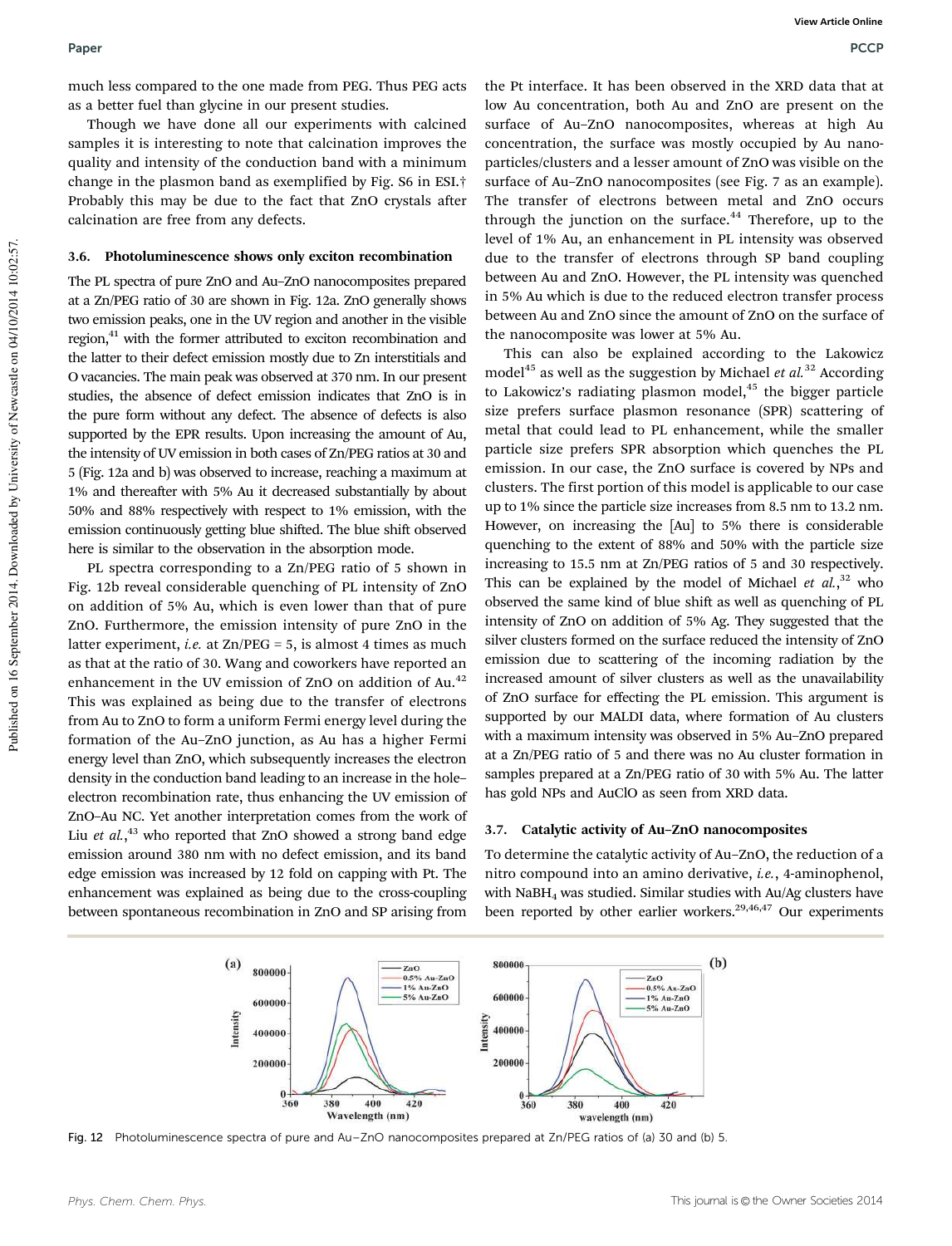much less compared to the one made from PEG. Thus PEG acts as a better fuel than glycine in our present studies.

Though we have done all our experiments with calcined samples it is interesting to note that calcination improves the quality and intensity of the conduction band with a minimum change in the plasmon band as exemplified by Fig. S6 in ESI.† Probably this may be due to the fact that ZnO crystals after calcination are free from any defects.

### 3.6. Photoluminescence shows only exciton recombination

The PL spectra of pure ZnO and Au–ZnO nanocomposites prepared at a Zn/PEG ratio of 30 are shown in Fig. 12a. ZnO generally shows two emission peaks, one in the UV region and another in the visible region,[41] with the former attributed to exciton recombination and the latter to their defect emission mostly due to Zn interstitials and O vacancies. The main peak was observed at 370 nm. In our present studies, the absence of defect emission indicates that ZnO is in the pure form without any defect. The absence of defects is also supported by the EPR results. Upon increasing the amount of Au, the intensity of UV emission in both cases of Zn/PEG ratios at 30 and 5 (Fig. 12a and b) was observed to increase, reaching a maximum at 1% and thereafter with 5% Au it decreased substantially by about 50% and 88% respectively with respect to 1% emission, with the emission continuously getting blue shifted. The blue shift observed here is similar to the observation in the absorption mode.

PL spectra corresponding to a Zn/PEG ratio of 5 shown in Fig. 12b reveal considerable quenching of PL intensity of ZnO on addition of 5% Au, which is even lower than that of pure ZnO. Furthermore, the emission intensity of pure ZnO in the latter experiment, *i.e.* at Zn/PEG = 5, is almost 4 times as much as that at the ratio of 30. Wang and coworkers have reported an enhancement in the UV emission of ZnO on addition of Au.[42] This was explained as being due to the transfer of electrons from Au to ZnO to form a uniform Fermi energy level during the formation of the Au–ZnO junction, as Au has a higher Fermi energy level than ZnO, which subsequently increases the electron density in the conduction band leading to an increase in the hole–electron recombination rate, thus enhancing the UV emission of ZnO–Au NC. Yet another interpretation comes from the work of Liu *et al.*,[43] who reported that ZnO showed a strong band edge emission around 380 nm with no defect emission, and its band edge emission was increased by 12 fold on capping with Pt. The enhancement was explained as being due to the cross-coupling between spontaneous recombination in ZnO and SP arising from the Pt interface. It has been observed in the XRD data that at low Au concentration, both Au and ZnO are present on the surface of Au–ZnO nanocomposites, whereas at high Au concentration, the surface was mostly occupied by Au nanoparticles/clusters and a lesser amount of ZnO was visible on the surface of Au–ZnO nanocomposites (see Fig. 7 as an example). The transfer of electrons between metal and ZnO occurs through the junction on the surface.[44] Therefore, up to the level of 1% Au, an enhancement in PL intensity was observed due to the transfer of electrons through SP band coupling between Au and ZnO. However, the PL intensity was quenched in 5% Au which is due to the reduced electron transfer process between Au and ZnO since the amount of ZnO on the surface of the nanocomposite was lower at 5% Au.

This can also be explained according to the Lakowicz model[45] as well as the suggestion by Michael *et al.*[32] According to Lakowicz's radiating plasmon model,[45] the bigger particle size prefers surface plasmon resonance (SPR) scattering of metal that could lead to PL enhancement, while the smaller particle size prefers SPR absorption which quenches the PL emission. In our case, the ZnO surface is covered by NPs and clusters. The first portion of this model is applicable to our case up to 1% since the particle size increases from 8.5 nm to 13.2 nm. However, on increasing the [Au] to 5% there is considerable quenching to the extent of 88% and 50% with the particle size increasing to 15.5 nm at Zn/PEG ratios of 5 and 30 respectively. This can be explained by the model of Michael *et al.*,[32] who observed the same kind of blue shift as well as quenching of PL intensity of ZnO on addition of 5% Ag. They suggested that the silver clusters formed on the surface reduced the intensity of ZnO emission due to scattering of the incoming radiation by the increased amount of silver clusters as well as the unavailability of ZnO surface for effecting the PL emission. This argument is supported by our MALDI data, where formation of Au clusters with a maximum intensity was observed in 5% Au–ZnO prepared at a Zn/PEG ratio of 5 and there was no Au cluster formation in samples prepared at a Zn/PEG ratio of 30 with 5% Au. The latter has gold NPs and AuClO as seen from XRD data.

### 3.7. Catalytic activity of Au–ZnO nanocomposites

To determine the catalytic activity of Au–ZnO, the reduction of a nitro compound into an amino derivative, *i.e.*, 4-aminophenol, with $NaBH_4$ was studied. Similar studies with Au/Ag clusters have been reported by other earlier workers.[29,46,47] Our experiments

Fig. 12 Photoluminescence spectra of pure and Au–ZnO nanocomposites prepared at Zn/PEG ratios of (a) 30 and (b) 5.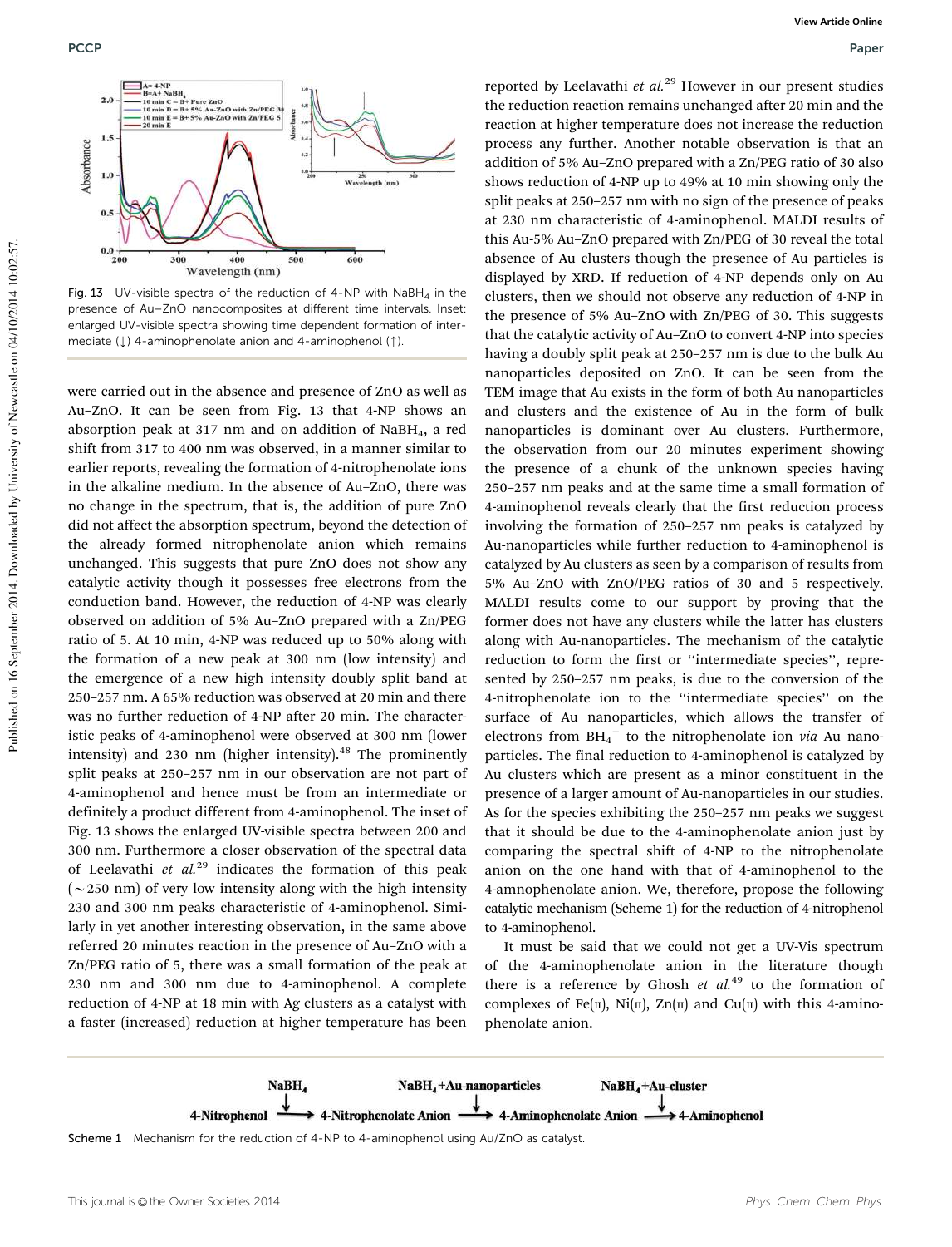Fig. 13 UV-visible spectra of the reduction of 4-NP with $NaBH_4$ in the presence of Au–ZnO nanocomposites at different time intervals. Inset: enlarged UV-visible spectra showing time dependent formation of intermediate (↓) 4-aminophenolate anion and 4-aminophenol (↑).

were carried out in the absence and presence of ZnO as well as Au–ZnO. It can be seen from Fig. 13 that 4-NP shows an absorption peak at 317 nm and on addition of $NaBH_4$, a red shift from 317 to 400 nm was observed, in a manner similar to earlier reports, revealing the formation of 4-nitrophenolate ions in the alkaline medium. In the absence of Au–ZnO, there was no change in the spectrum, that is, the addition of pure ZnO did not affect the absorption spectrum, beyond the detection of the already formed nitrophenolate anion which remains unchanged. This suggests that pure ZnO does not show any catalytic activity though it possesses free electrons from the conduction band. However, the reduction of 4-NP was clearly observed on addition of 5% Au–ZnO prepared with a Zn/PEG ratio of 5. At 10 min, 4-NP was reduced up to 50% along with the formation of a new peak at 300 nm (low intensity) and the emergence of a new high intensity doubly split band at 250–257 nm. A 65% reduction was observed at 20 min and there was no further reduction of 4-NP after 20 min. The characteristic peaks of 4-aminophenol were observed at 300 nm (lower intensity) and 230 nm (higher intensity).[48] The prominently split peaks at 250–257 nm in our observation are not part of 4-aminophenol and hence must be from an intermediate or definitely a product different from 4-aminophenol. The inset of Fig. 13 shows the enlarged UV-visible spectra between 200 and 300 nm. Furthermore a closer observation of the spectral data of Leelavathi *et al.*[29] indicates the formation of this peak (~250 nm) of very low intensity along with the high intensity 230 and 300 nm peaks characteristic of 4-aminophenol. Similarly in yet another interesting observation, in the same above referred 20 minutes reaction in the presence of Au–ZnO with a Zn/PEG ratio of 5, there was a small formation of the peak at 230 nm and 300 nm due to 4-aminophenol. A complete reduction of 4-NP at 18 min with Ag clusters as a catalyst with a faster (increased) reduction at higher temperature has been reported by Leelavathi *et al.*[29] However in our present studies the reduction reaction remains unchanged after 20 min and the reaction at higher temperature does not increase the reduction process any further. Another notable observation is that an addition of 5% Au–ZnO prepared with a Zn/PEG ratio of 30 also shows reduction of 4-NP up to 49% at 10 min showing only the split peaks at 250–257 nm with no sign of the presence of peaks at 230 nm characteristic of 4-aminophenol. MALDI results of this Au-5% Au–ZnO prepared with Zn/PEG of 30 reveal the total absence of Au clusters though the presence of Au particles is displayed by XRD. If reduction of 4-NP depends only on Au clusters, then we should not observe any reduction of 4-NP in the presence of 5% Au–ZnO with Zn/PEG of 30. This suggests that the catalytic activity of Au–ZnO to convert 4-NP into species having a doubly split peak at 250–257 nm is due to the bulk Au nanoparticles deposited on ZnO. It can be seen from the TEM image that Au exists in the form of both Au nanoparticles and clusters and the existence of Au in the form of bulk nanoparticles is dominant over Au clusters. Furthermore, the observation from our 20 minutes experiment showing the presence of a chunk of the unknown species having 250–257 nm peaks and at the same time a small formation of 4-aminophenol reveals clearly that the first reduction process involving the formation of 250–257 nm peaks is catalyzed by Au-nanoparticles while further reduction to 4-aminophenol is catalyzed by Au clusters as seen by a comparison of results from 5% Au–ZnO with ZnO/PEG ratios of 30 and 5 respectively. MALDI results come to our support by proving that the former does not have any clusters while the latter has clusters along with Au-nanoparticles. The mechanism of the catalytic reduction to form the first or "intermediate species", represented by 250–257 nm peaks, is due to the conversion of the 4-nitrophenolate ion to the "intermediate species" on the surface of Au nanoparticles, which allows the transfer of electrons from $BH_4^-$ to the nitrophenolate ion *via* Au nanoparticles. The final reduction to 4-aminophenol is catalyzed by Au clusters which are present as a minor constituent in the presence of a larger amount of Au-nanoparticles in our studies. As for the species exhibiting the 250–257 nm peaks we suggest that it should be due to the 4-aminophenolate anion just by comparing the spectral shift of 4-NP to the nitrophenolate anion on the one hand with that of 4-aminophenol to the 4-amnophenolate anion. We, therefore, propose the following catalytic mechanism (Scheme 1) for the reduction of 4-nitrophenol to 4-aminophenol.

It must be said that we could not get a UV-Vis spectrum of the 4-aminophenolate anion in the literature though there is a reference by Ghosh *et al.*[49] to the formation of complexes of Fe(II), Ni(II), Zn(II) and Cu(II) with this 4-aminophenolate anion.

4-Nitrophenol $\xrightarrow{NaBH_4}$ 4-Nitrophenolate Anion $\xrightarrow{NaBH_4 + \text{Au-nanoparticles}}$ 4-Aminophenolate Anion $\xrightarrow{NaBH_4 + \text{Au-cluster}}$ 4-Aminophenol

Scheme 1 Mechanism for the reduction of 4-NP to 4-aminophenol using Au/ZnO as catalyst.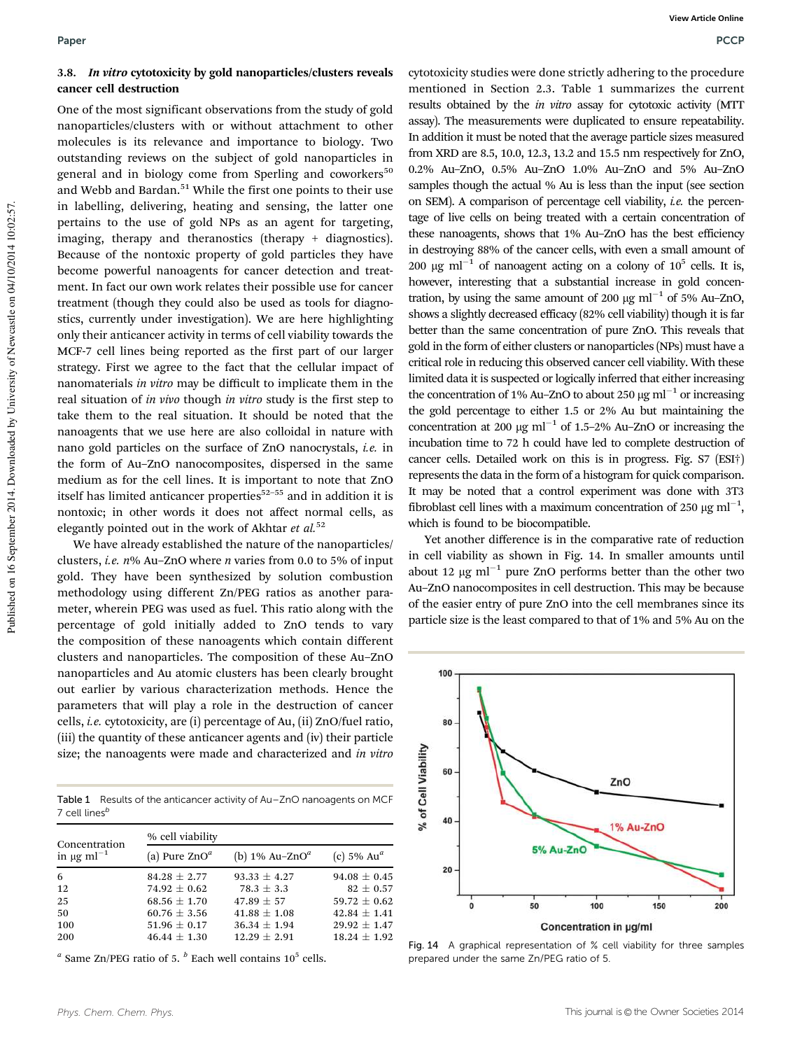### 3.8. *In vitro* cytotoxicity by gold nanoparticles/clusters reveals cancer cell destruction

One of the most significant observations from the study of gold nanoparticles/clusters with or without attachment to other molecules is its relevance and importance to biology. Two outstanding reviews on the subject of gold nanoparticles in general and in biology come from Sperling and coworkers[50] and Webb and Bardan.[51] While the first one points to their use in labelling, delivering, heating and sensing, the latter one pertains to the use of gold NPs as an agent for targeting, imaging, therapy and theranostics (therapy + diagnostics). Because of the nontoxic property of gold particles they have become powerful nanoagents for cancer detection and treatment. In fact our own work relates their possible use for cancer treatment (though they could also be used as tools for diagnostics, currently under investigation). We are here highlighting only their anticancer activity in terms of cell viability towards the MCF-7 cell lines being reported as the first part of our larger strategy. First we agree to the fact that the cellular impact of nanomaterials *in vitro* may be difficult to implicate them in the real situation of *in vivo* though *in vitro* study is the first step to take them to the real situation. It should be noted that the nanoagents that we use here are also colloidal in nature with nano gold particles on the surface of ZnO nanocrystals, *i.e.* in the form of Au–ZnO nanocomposites, dispersed in the same medium as for the cell lines. It is important to note that ZnO itself has limited anticancer properties[52–55] and in addition it is nontoxic; in other words it does not affect normal cells, as elegantly pointed out in the work of Akhtar *et al.*[52]

We have already established the nature of the nanoparticles/clusters, *i.e.* $n$% Au–ZnO where $n$ varies from 0.0 to 5% of input gold. They have been synthesized by solution combustion methodology using different Zn/PEG ratios as another parameter, wherein PEG was used as fuel. This ratio along with the percentage of gold initially added to ZnO tends to vary the composition of these nanoagents which contain different clusters and nanoparticles. The composition of these Au–ZnO nanoparticles and Au atomic clusters has been clearly brought out earlier by various characterization methods. Hence the parameters that will play a role in the destruction of cancer cells, *i.e.* cytotoxicity, are (i) percentage of Au, (ii) ZnO/fuel ratio, (iii) the quantity of these anticancer agents and (iv) their particle size; the nanoagents were made and characterized and *in vitro* cytotoxicity studies were done strictly adhering to the procedure mentioned in Section 2.3. Table 1 summarizes the current results obtained by the *in vitro* assay for cytotoxic activity (MTT assay). The measurements were duplicated to ensure repeatability. In addition it must be noted that the average particle sizes measured from XRD are 8.5, 10.0, 12.3, 13.2 and 15.5 nm respectively for ZnO, 0.2% Au–ZnO, 0.5% Au–ZnO 1.0% Au–ZnO and 5% Au–ZnO samples though the actual % Au is less than the input (see section on SEM). A comparison of percentage cell viability, *i.e.* the percentage of live cells on being treated with a certain concentration of these nanoagents, shows that 1% Au–ZnO has the best efficiency in destroying 88% of the cancer cells, with even a small amount of 200 μg $ml^{-1}$ of nanoagent acting on a colony of $10^5$ cells. It is, however, interesting that a substantial increase in gold concentration, by using the same amount of 200 μg $ml^{-1}$ of 5% Au–ZnO, shows a slightly decreased efficacy (82% cell viability) though it is far better than the same concentration of pure ZnO. This reveals that gold in the form of either clusters or nanoparticles (NPs) must have a critical role in reducing this observed cancer cell viability. With these limited data it is suspected or logically inferred that either increasing the concentration of 1% Au–ZnO to about 250 μg $ml^{-1}$ or increasing the gold percentage to either 1.5 or 2% Au but maintaining the concentration at 200 μg $ml^{-1}$ of 1.5–2% Au–ZnO or increasing the incubation time to 72 h could have led to complete destruction of cancer cells. Detailed work on this is in progress. Fig. S7 (ESI†) represents the data in the form of a histogram for quick comparison. It may be noted that a control experiment was done with 3T3 fibroblast cell lines with a maximum concentration of 250 μg $ml^{-1}$, which is found to be biocompatible.

Yet another difference is in the comparative rate of reduction in cell viability as shown in Fig. 14. In smaller amounts until about 12 μg $ml^{-1}$ pure ZnO performs better than the other two Au–ZnO nanocomposites in cell destruction. This may be because of the easier entry of pure ZnO into the cell membranes since its particle size is the least compared to that of 1% and 5% Au on the

Table 1 Results of the anticancer activity of Au–ZnO nanoagents on MCF 7 cell lines[b]

| Concentration in μg $ml^{-1}$ | % cell viability | | |
|---|---|---|---|
| | (a) Pure ZnO[a] | (b) 1% Au–ZnO[a] | (c) 5% Au[a] |
| 6 | 84.28 ± 2.77 | 93.33 ± 4.27 | 94.08 ± 0.45 |
| 12 | 74.92 ± 0.62 | 78.3 ± 3.3 | 82 ± 0.57 |
| 25 | 68.56 ± 1.70 | 47.89 ± 57 | 59.72 ± 0.62 |
| 50 | 60.76 ± 3.56 | 41.88 ± 1.08 | 42.84 ± 1.41 |
| 100 | 51.96 ± 0.17 | 36.34 ± 1.94 | 29.92 ± 1.47 |
| 200 | 46.44 ± 1.30 | 12.29 ± 2.91 | 18.24 ± 1.92 |

[a] Same Zn/PEG ratio of 5. [b] Each well contains $10^5$ cells.

Fig. 14 A graphical representation of % cell viability for three samples prepared under the same Zn/PEG ratio of 5.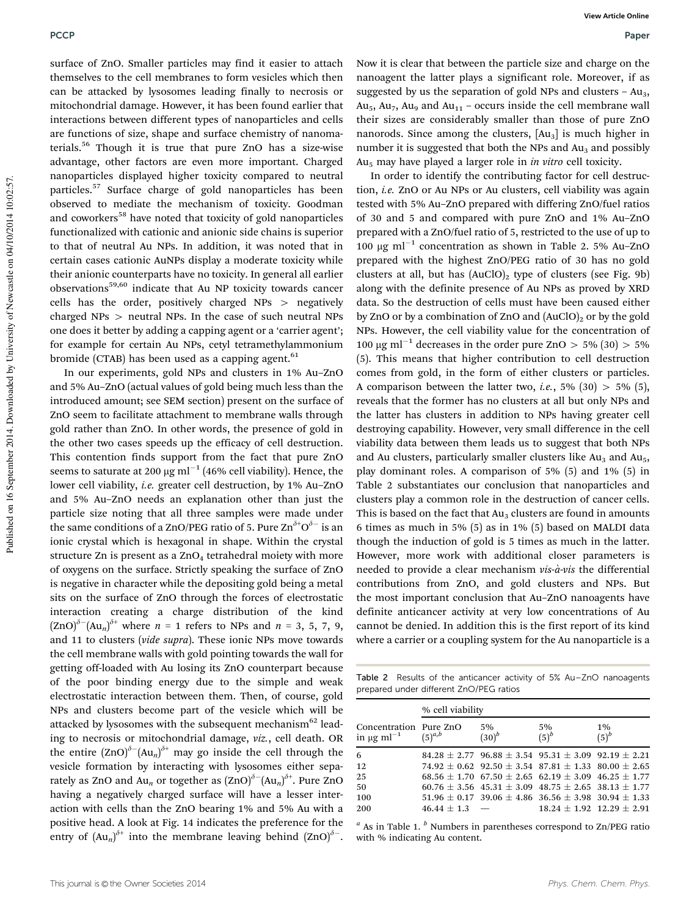surface of ZnO. Smaller particles may find it easier to attach themselves to the cell membranes to form vesicles which then can be attacked by lysosomes leading finally to necrosis or mitochondrial damage. However, it has been found earlier that interactions between different types of nanoparticles and cells are functions of size, shape and surface chemistry of nanomaterials.[56] Though it is true that pure ZnO has a size-wise advantage, other factors are even more important. Charged nanoparticles displayed higher toxicity compared to neutral particles.[57] Surface charge of gold nanoparticles has been observed to mediate the mechanism of toxicity. Goodman and coworkers[58] have noted that toxicity of gold nanoparticles functionalized with cationic and anionic side chains is superior to that of neutral Au NPs. In addition, it was noted that in certain cases cationic AuNPs display a moderate toxicity while their anionic counterparts have no toxicity. In general all earlier observations[59,60] indicate that Au NP toxicity towards cancer cells has the order, positively charged NPs > negatively charged NPs > neutral NPs. In the case of such neutral NPs one does it better by adding a capping agent or a 'carrier agent'; for example for certain Au NPs, cetyl tetramethylammonium bromide (CTAB) has been used as a capping agent.[61]

In our experiments, gold NPs and clusters in 1% Au–ZnO and 5% Au–ZnO (actual values of gold being much less than the introduced amount; see SEM section) present on the surface of ZnO seem to facilitate attachment to membrane walls through gold rather than ZnO. In other words, the presence of gold in the other two cases speeds up the efficacy of cell destruction. This contention finds support from the fact that pure ZnO seems to saturate at 200 μg ml$^{-1}$ (46% cell viability). Hence, the lower cell viability, *i.e.* greater cell destruction, by 1% Au–ZnO and 5% Au–ZnO needs an explanation other than just the particle size noting that all three samples were made under the same conditions of a ZnO/PEG ratio of 5. Pure $Zn^{\delta+}O^{\delta-}$ is an ionic crystal which is hexagonal in shape. Within the crystal structure Zn is present as a $ZnO_4$ tetrahedral moiety with more of oxygens on the surface. Strictly speaking the surface of ZnO is negative in character while the depositing gold being a metal sits on the surface of ZnO through the forces of electrostatic interaction creating a charge distribution of the kind $(ZnO)^{\delta-}$–$(Au_n)^{\delta+}$ where $n$ = 1 refers to NPs and $n$ = 3, 5, 7, 9, and 11 to clusters (*vide supra*). These ionic NPs move towards the cell membrane walls with gold pointing towards the wall for getting off-loaded with Au losing its ZnO counterpart because of the poor binding energy due to the simple and weak electrostatic interaction between them. Then, of course, gold NPs and clusters become part of the vesicle which will be attacked by lysosomes with the subsequent mechanism[62] leading to necrosis or mitochondrial damage, *viz.*, cell death. OR the entire $(ZnO)^{\delta-}$–$(Au_n)^{\delta+}$ may go inside the cell through the vesicle formation by interacting with lysosomes either separately as ZnO and $Au_n$ or together as $(ZnO)^{\delta-}$–$(Au_n)^{\delta+}$. Pure ZnO having a negatively charged surface will have a lesser interaction with cells than the ZnO bearing 1% and 5% Au with a positive head. A look at Fig. 14 indicates the preference for the entry of $(Au_n)^{\delta+}$ into the membrane leaving behind $(ZnO)^{\delta-}$. Now it is clear that between the particle size and charge on the nanoagent the latter plays a significant role. Moreover, if as suggested by us the separation of gold NPs and clusters – $Au_3$, $Au_5$, $Au_7$, $Au_9$ and $Au_{11}$ – occurs inside the cell membrane wall their sizes are considerably smaller than those of pure ZnO nanorods. Since among the clusters, [$Au_3$] is much higher in number it is suggested that both the NPs and $Au_3$ and possibly $Au_5$ may have played a larger role in *in vitro* cell toxicity.

In order to identify the contributing factor for cell destruction, *i.e.* ZnO or Au NPs or Au clusters, cell viability was again tested with 5% Au–ZnO prepared with differing ZnO/fuel ratios of 30 and 5 and compared with pure ZnO and 1% Au–ZnO prepared with a ZnO/fuel ratio of 5, restricted to the use of up to 100 μg ml$^{-1}$ concentration as shown in Table 2. 5% Au–ZnO prepared with the highest ZnO/PEG ratio of 30 has no gold clusters at all, but has $(AuClO)_2$ type of clusters (see Fig. 9b) along with the definite presence of Au NPs as proved by XRD data. So the destruction of cells must have been caused either by ZnO or by a combination of ZnO and $(AuClO)_2$ or by the gold NPs. However, the cell viability value for the concentration of 100 μg ml$^{-1}$ decreases in the order pure ZnO > 5% (30) > 5% (5). This means that higher contribution to cell destruction comes from gold, in the form of either clusters or particles. A comparison between the latter two, *i.e.*, 5% (30) > 5% (5), reveals that the former has no clusters at all but only NPs and the latter has clusters in addition to NPs having greater cell destroying capability. However, very small difference in the cell viability data between them leads us to suggest that both NPs and Au clusters, particularly smaller clusters like $Au_3$ and $Au_5$, play dominant roles. A comparison of 5% (5) and 1% (5) in Table 2 substantiates our conclusion that nanoparticles and clusters play a common role in the destruction of cancer cells. This is based on the fact that $Au_3$ clusters are found in amounts 6 times as much in 5% (5) as in 1% (5) based on MALDI data though the induction of gold is 5 times as much in the latter. However, more work with additional closer parameters is needed to provide a clear mechanism *vis-à-vis* the differential contributions from ZnO, and gold clusters and NPs. But the most important conclusion that Au–ZnO nanoagents have definite anticancer activity at very low concentrations of Au cannot be denied. In addition this is the first report of its kind where a carrier or a coupling system for the Au nanoparticle is a

Table 2 Results of the anticancer activity of 5% Au–ZnO nanoagents prepared under different ZnO/PEG ratios

| | % cell viability | | | |
|---|---|---|---|---|
| Concentration in μg ml$^{-1}$ | Pure ZnO (5)$^{a,b}$ | 5% (30)$^{b}$ | 5% (5)$^{b}$ | 1% (5)$^{b}$ |
| 6 | 84.28 ± 2.77 | 96.88 ± 3.54 | 95.31 ± 3.09 | 92.19 ± 2.21 |
| 12 | 74.92 ± 0.62 | 92.50 ± 3.54 | 87.81 ± 1.33 | 80.00 ± 2.65 |
| 25 | 68.56 ± 1.70 | 67.50 ± 2.65 | 62.19 ± 3.09 | 46.25 ± 1.77 |
| 50 | 60.76 ± 3.56 | 45.31 ± 3.09 | 48.75 ± 2.65 | 38.13 ± 1.77 |
| 100 | 51.96 ± 0.17 | 39.06 ± 4.86 | 36.56 ± 3.98 | 30.94 ± 1.33 |
| 200 | 46.44 ± 1.3 | — | 18.24 ± 1.92 | 12.29 ± 2.91 |

$^{a}$ As in Table 1. $^{b}$ Numbers in parentheses correspond to Zn/PEG ratio with % indicating Au content.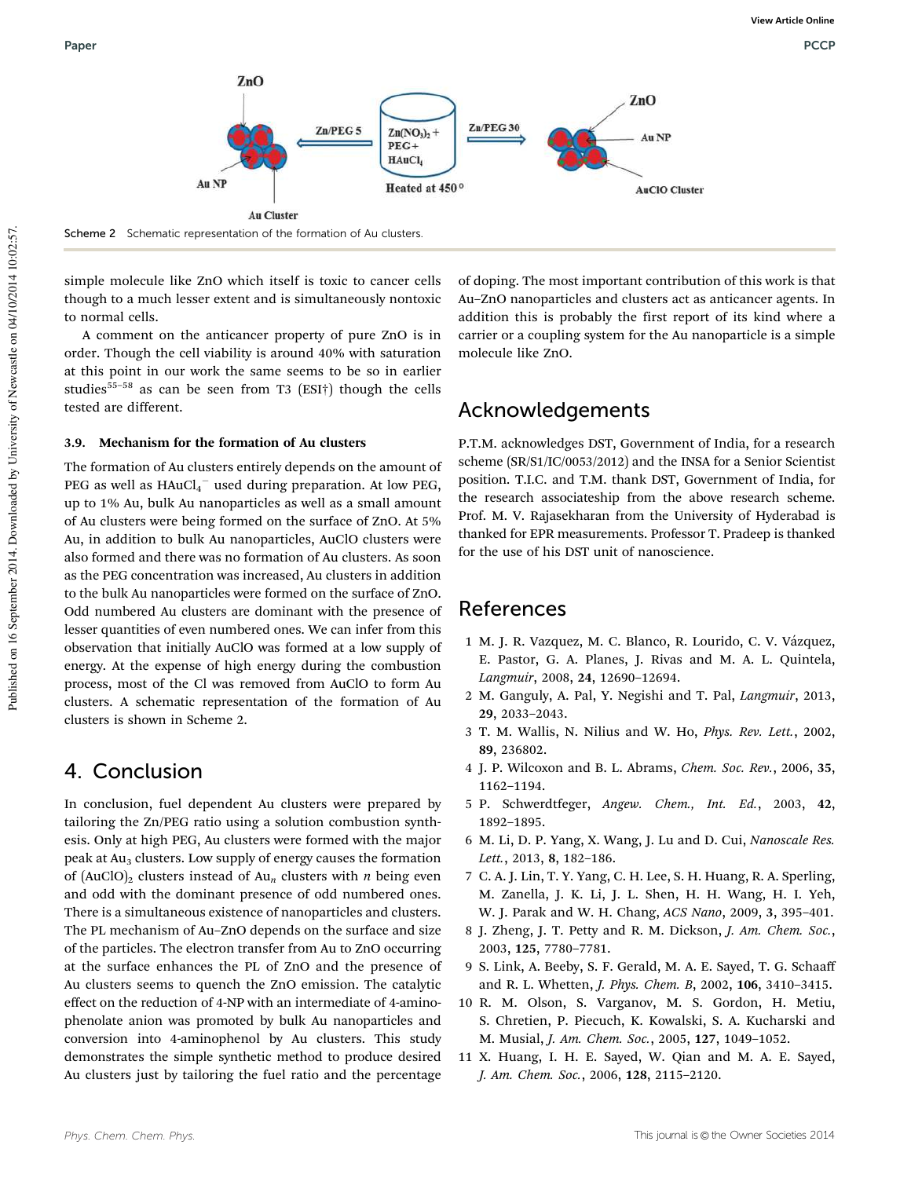Scheme 2 Schematic representation of the formation of Au clusters.

simple molecule like ZnO which itself is toxic to cancer cells though to a much lesser extent and is simultaneously nontoxic to normal cells.

A comment on the anticancer property of pure ZnO is in order. Though the cell viability is around 40% with saturation at this point in our work the same seems to be so in earlier studies[55–58] as can be seen from T3 (ESI†) though the cells tested are different.

### 3.9. Mechanism for the formation of Au clusters

The formation of Au clusters entirely depends on the amount of PEG as well as $HAuCl_4^-$ used during preparation. At low PEG, up to 1% Au, bulk Au nanoparticles as well as a small amount of Au clusters were being formed on the surface of ZnO. At 5% Au, in addition to bulk Au nanoparticles, AuClO clusters were also formed and there was no formation of Au clusters. As soon as the PEG concentration was increased, Au clusters in addition to the bulk Au nanoparticles were formed on the surface of ZnO. Odd numbered Au clusters are dominant with the presence of lesser quantities of even numbered ones. We can infer from this observation that initially AuClO was formed at a low supply of energy. At the expense of high energy during the combustion process, most of the Cl was removed from AuClO to form Au clusters. A schematic representation of the formation of Au clusters is shown in Scheme 2.

## 4. Conclusion

In conclusion, fuel dependent Au clusters were prepared by tailoring the Zn/PEG ratio using a solution combustion synthesis. Only at high PEG, Au clusters were formed with the major peak at $Au_3$ clusters. Low supply of energy causes the formation of $(AuClO)_2$ clusters instead of $Au_n$ clusters with $n$ being even and odd with the dominant presence of odd numbered ones. There is a simultaneous existence of nanoparticles and clusters. The PL mechanism of Au–ZnO depends on the surface and size of the particles. The electron transfer from Au to ZnO occurring at the surface enhances the PL of ZnO and the presence of Au clusters seems to quench the ZnO emission. The catalytic effect on the reduction of 4-NP with an intermediate of 4-aminophenolate anion was promoted by bulk Au nanoparticles and conversion into 4-aminophenol by Au clusters. This study demonstrates the simple synthetic method to produce desired Au clusters just by tailoring the fuel ratio and the percentage of doping. The most important contribution of this work is that Au–ZnO nanoparticles and clusters act as anticancer agents. In addition this is probably the first report of its kind where a carrier or a coupling system for the Au nanoparticle is a simple molecule like ZnO.

## Acknowledgements

P.T.M. acknowledges DST, Government of India, for a research scheme (SR/S1/IC/0053/2012) and the INSA for a Senior Scientist position. T.I.C. and T.M. thank DST, Government of India, for the research associateship from the above research scheme. Prof. M. V. Rajasekharan from the University of Hyderabad is thanked for EPR measurements. Professor T. Pradeep is thanked for the use of his DST unit of nanoscience.

## References

1. M. J. R. Vazquez, M. C. Blanco, R. Lourido, C. V. Vázquez, E. Pastor, G. A. Planes, J. Rivas and M. A. L. Quintela, *Langmuir*, 2008, **24**, 12690–12694.
2. M. Ganguly, A. Pal, Y. Negishi and T. Pal, *Langmuir*, 2013, **29**, 2033–2043.
3. T. M. Wallis, N. Nilius and W. Ho, *Phys. Rev. Lett.*, 2002, **89**, 236802.
4. J. P. Wilcoxon and B. L. Abrams, *Chem. Soc. Rev.*, 2006, **35**, 1162–1194.
5. P. Schwerdtfeger, *Angew. Chem., Int. Ed.*, 2003, **42**, 1892–1895.
6. M. Li, D. P. Yang, X. Wang, J. Lu and D. Cui, *Nanoscale Res. Lett.*, 2013, **8**, 182–186.
7. C. A. J. Lin, T. Y. Yang, C. H. Lee, S. H. Huang, R. A. Sperling, M. Zanella, J. K. Li, J. L. Shen, H. H. Wang, H. I. Yeh, W. J. Parak and W. H. Chang, *ACS Nano*, 2009, **3**, 395–401.
8. J. Zheng, J. T. Petty and R. M. Dickson, *J. Am. Chem. Soc.*, 2003, **125**, 7780–7781.
9. S. Link, A. Beeby, S. F. Gerald, M. A. E. Sayed, T. G. Schaaff and R. L. Whetten, *J. Phys. Chem. B*, 2002, **106**, 3410–3415.
10. R. M. Olson, S. Varganov, M. S. Gordon, H. Metiu, S. Chretien, P. Piecuch, K. Kowalski, S. A. Kucharski and M. Musial, *J. Am. Chem. Soc.*, 2005, **127**, 1049–1052.
11. X. Huang, I. H. E. Sayed, W. Qian and M. A. E. Sayed, *J. Am. Chem. Soc.*, 2006, **128**, 2115–2120.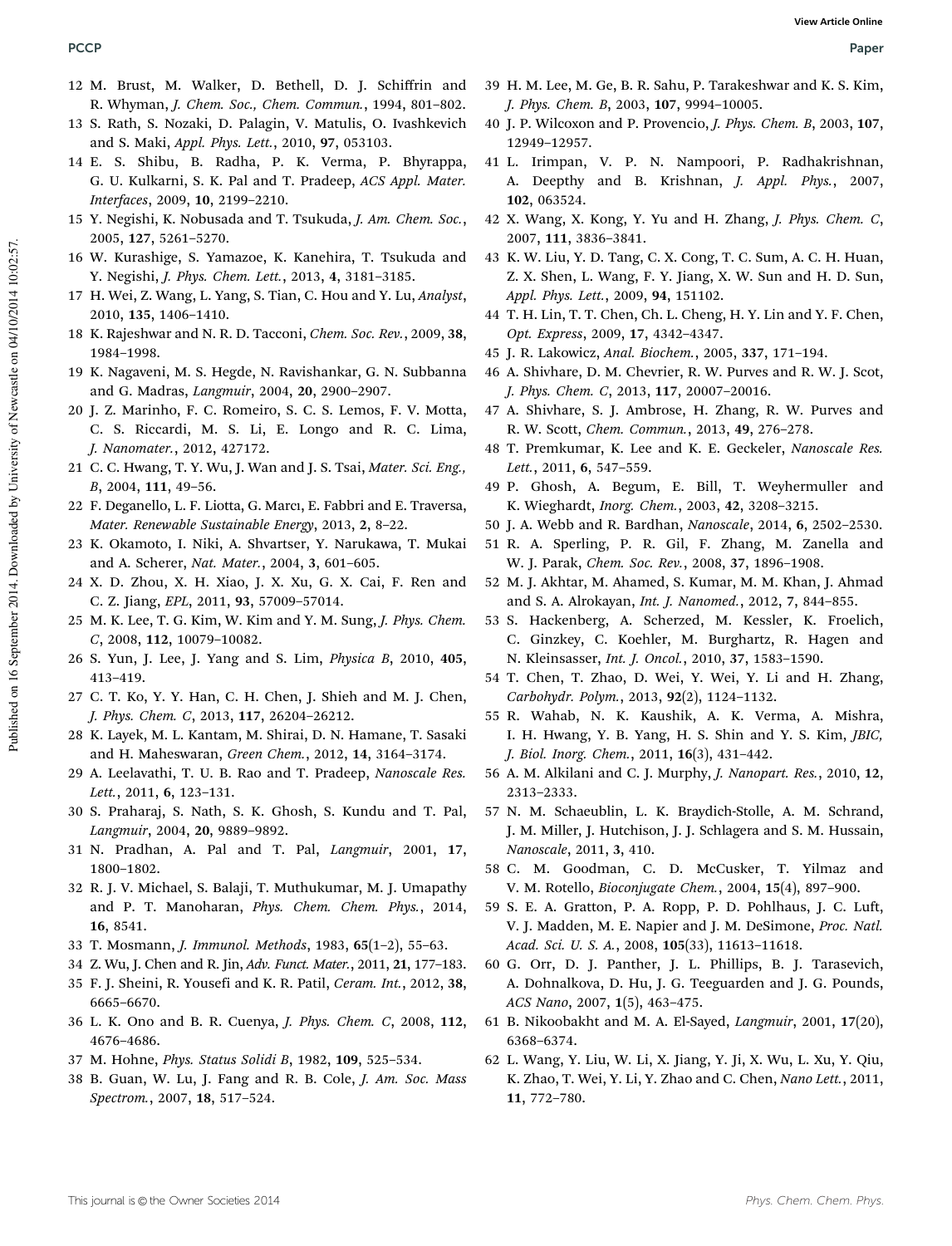12 M. Brust, M. Walker, D. Bethell, D. J. Schiffrin and R. Whyman, *J. Chem. Soc., Chem. Commun.*, 1994, 801–802.

13 S. Rath, S. Nozaki, D. Palagin, V. Matulis, O. Ivashkevich and S. Maki, *Appl. Phys. Lett.*, 2010, **97**, 053103.

14 E. S. Shibu, B. Radha, P. K. Verma, P. Bhyrappa, G. U. Kulkarni, S. K. Pal and T. Pradeep, *ACS Appl. Mater. Interfaces*, 2009, **10**, 2199–2210.

15 Y. Negishi, K. Nobusada and T. Tsukuda, *J. Am. Chem. Soc.*, 2005, **127**, 5261–5270.

16 W. Kurashige, S. Yamazoe, K. Kanehira, T. Tsukuda and Y. Negishi, *J. Phys. Chem. Lett.*, 2013, **4**, 3181–3185.

17 H. Wei, Z. Wang, L. Yang, S. Tian, C. Hou and Y. Lu, *Analyst*, 2010, **135**, 1406–1410.

18 K. Rajeshwar and N. R. D. Tacconi, *Chem. Soc. Rev.*, 2009, **38**, 1984–1998.

19 K. Nagaveni, M. S. Hegde, N. Ravishankar, G. N. Subbanna and G. Madras, *Langmuir*, 2004, **20**, 2900–2907.

20 J. Z. Marinho, F. C. Romeiro, S. C. S. Lemos, F. V. Motta, C. S. Riccardi, M. S. Li, E. Longo and R. C. Lima, *J. Nanomater.*, 2012, 427172.

21 C. C. Hwang, T. Y. Wu, J. Wan and J. S. Tsai, *Mater. Sci. Eng., B*, 2004, **111**, 49–56.

22 F. Deganello, L. F. Liotta, G. Marcı, E. Fabbri and E. Traversa, *Mater. Renewable Sustainable Energy*, 2013, **2**, 8–22.

23 K. Okamoto, I. Niki, A. Shvartser, Y. Narukawa, T. Mukai and A. Scherer, *Nat. Mater.*, 2004, **3**, 601–605.

24 X. D. Zhou, X. H. Xiao, J. X. Xu, G. X. Cai, F. Ren and C. Z. Jiang, *EPL*, 2011, **93**, 57009–57014.

25 M. K. Lee, T. G. Kim, W. Kim and Y. M. Sung, *J. Phys. Chem. C*, 2008, **112**, 10079–10082.

26 S. Yun, J. Lee, J. Yang and S. Lim, *Physica B*, 2010, **405**, 413–419.

27 C. T. Ko, Y. Y. Han, C. H. Chen, J. Shieh and M. J. Chen, *J. Phys. Chem. C*, 2013, **117**, 26204–26212.

28 K. Layek, M. L. Kantam, M. Shirai, D. N. Hamane, T. Sasaki and H. Maheswaran, *Green Chem.*, 2012, **14**, 3164–3174.

29 A. Leelavathi, T. U. B. Rao and T. Pradeep, *Nanoscale Res. Lett.*, 2011, **6**, 123–131.

30 S. Praharaj, S. Nath, S. K. Ghosh, S. Kundu and T. Pal, *Langmuir*, 2004, **20**, 9889–9892.

31 N. Pradhan, A. Pal and T. Pal, *Langmuir*, 2001, **17**, 1800–1802.

32 R. J. V. Michael, S. Balaji, T. Muthukumar, M. J. Umapathy and P. T. Manoharan, *Phys. Chem. Chem. Phys.*, 2014, **16**, 8541.

33 T. Mosmann, *J. Immunol. Methods*, 1983, **65**(1–2), 55–63.

34 Z. Wu, J. Chen and R. Jin, *Adv. Funct. Mater.*, 2011, **21**, 177–183.

35 F. J. Sheini, R. Yousefi and K. R. Patil, *Ceram. Int.*, 2012, **38**, 6665–6670.

36 L. K. Ono and B. R. Cuenya, *J. Phys. Chem. C*, 2008, **112**, 4676–4686.

37 M. Hohne, *Phys. Status Solidi B*, 1982, **109**, 525–534.

38 B. Guan, W. Lu, J. Fang and R. B. Cole, *J. Am. Soc. Mass Spectrom.*, 2007, **18**, 517–524.

39 H. M. Lee, M. Ge, B. R. Sahu, P. Tarakeshwar and K. S. Kim, *J. Phys. Chem. B*, 2003, **107**, 9994–10005.

40 J. P. Wilcoxon and P. Provencio, *J. Phys. Chem. B*, 2003, **107**, 12949–12957.

41 L. Irimpan, V. P. N. Nampoori, P. Radhakrishnan, A. Deepthy and B. Krishnan, *J. Appl. Phys.*, 2007, **102**, 063524.

42 X. Wang, X. Kong, Y. Yu and H. Zhang, *J. Phys. Chem. C*, 2007, **111**, 3836–3841.

43 K. W. Liu, Y. D. Tang, C. X. Cong, T. C. Sum, A. C. H. Huan, Z. X. Shen, L. Wang, F. Y. Jiang, X. W. Sun and H. D. Sun, *Appl. Phys. Lett.*, 2009, **94**, 151102.

44 T. H. Lin, T. T. Chen, Ch. L. Cheng, H. Y. Lin and Y. F. Chen, *Opt. Express*, 2009, **17**, 4342–4347.

45 J. R. Lakowicz, *Anal. Biochem.*, 2005, **337**, 171–194.

46 A. Shivhare, D. M. Chevrier, R. W. Purves and R. W. J. Scot, *J. Phys. Chem. C*, 2013, **117**, 20007–20016.

47 A. Shivhare, S. J. Ambrose, H. Zhang, R. W. Purves and R. W. Scott, *Chem. Commun.*, 2013, **49**, 276–278.

48 T. Premkumar, K. Lee and K. E. Geckeler, *Nanoscale Res. Lett.*, 2011, **6**, 547–559.

49 P. Ghosh, A. Begum, E. Bill, T. Weyhermuller and K. Wieghardt, *Inorg. Chem.*, 2003, **42**, 3208–3215.

50 J. A. Webb and R. Bardhan, *Nanoscale*, 2014, **6**, 2502–2530.

51 R. A. Sperling, P. R. Gil, F. Zhang, M. Zanella and W. J. Parak, *Chem. Soc. Rev.*, 2008, **37**, 1896–1908.

52 M. J. Akhtar, M. Ahamed, S. Kumar, M. M. Khan, J. Ahmad and S. A. Alrokayan, *Int. J. Nanomed.*, 2012, **7**, 844–855.

53 S. Hackenberg, A. Scherzed, M. Kessler, K. Froelich, C. Ginzkey, C. Koehler, M. Burghartz, R. Hagen and N. Kleinsasser, *Int. J. Oncol.*, 2010, **37**, 1583–1590.

54 T. Chen, T. Zhao, D. Wei, Y. Wei, Y. Li and H. Zhang, *Carbohydr. Polym.*, 2013, **92**(2), 1124–1132.

55 R. Wahab, N. K. Kaushik, A. K. Verma, A. Mishra, I. H. Hwang, Y. B. Yang, H. S. Shin and Y. S. Kim, *JBIC, J. Biol. Inorg. Chem.*, 2011, **16**(3), 431–442.

56 A. M. Alkilani and C. J. Murphy, *J. Nanopart. Res.*, 2010, **12**, 2313–2333.

57 N. M. Schaeublin, L. K. Braydich-Stolle, A. M. Schrand, J. M. Miller, J. Hutchison, J. J. Schlagera and S. M. Hussain, *Nanoscale*, 2011, **3**, 410.

58 C. M. Goodman, C. D. McCusker, T. Yilmaz and V. M. Rotello, *Bioconjugate Chem.*, 2004, **15**(4), 897–900.

59 S. E. A. Gratton, P. A. Ropp, P. D. Pohlhaus, J. C. Luft, V. J. Madden, M. E. Napier and J. M. DeSimone, *Proc. Natl. Acad. Sci. U. S. A.*, 2008, **105**(33), 11613–11618.

60 G. Orr, D. J. Panther, J. L. Phillips, B. J. Tarasevich, A. Dohnalkova, D. Hu, J. G. Teeguarden and J. G. Pounds, *ACS Nano*, 2007, **1**(5), 463–475.

61 B. Nikoobakht and M. A. El-Sayed, *Langmuir*, 2001, **17**(20), 6368–6374.

62 L. Wang, Y. Liu, W. Li, X. Jiang, Y. Ji, X. Wu, L. Xu, Y. Qiu, K. Zhao, T. Wei, Y. Li, Y. Zhao and C. Chen, *Nano Lett.*, 2011, **11**, 772–780.